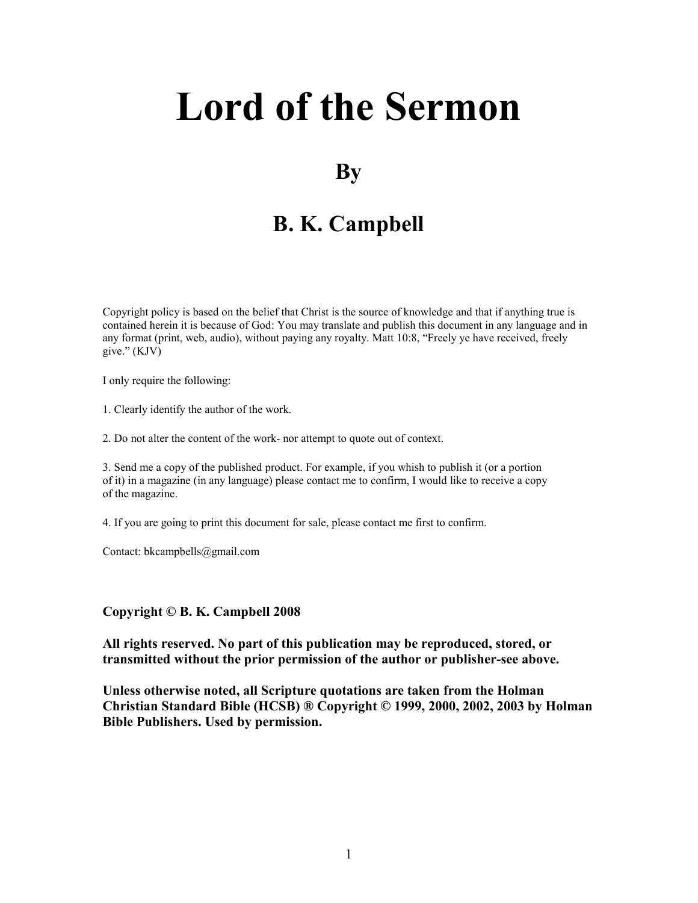# Lord of the Sermon

## By

## B. K. Campbell

Copyright policy is based on the belief that Christ is the source of knowledge and that if anything true is contained herein it is because of God: You may translate and publish this document in any language and in any format (print, web, audio), without paying any royalty. Matt 10:8, "Freely ye have received, freely give." (KJV)

I only require the following:

1. Clearly identify the author of the work.

2. Do not alter the content of the work- nor attempt to quote out of context.

3. Send me a copy of the published product. For example, if you whish to publish it (or a portion of it) in a magazine (in any language) please contact me to confirm, I would like to receive a copy of the magazine.

4. If you are going to print this document for sale, please contact me first to confirm.

Contact: bkcampbells@gmail.com

**Copyright © B. K. Campbell 2008**

**All rights reserved. No part of this publication may be reproduced, stored, or transmitted without the prior permission of the author or publisher-see above.**

**Unless otherwise noted, all Scripture quotations are taken from the Holman Christian Standard Bible (HCSB) ® Copyright © 1999, 2000, 2002, 2003 by Holman Bible Publishers. Used by permission.**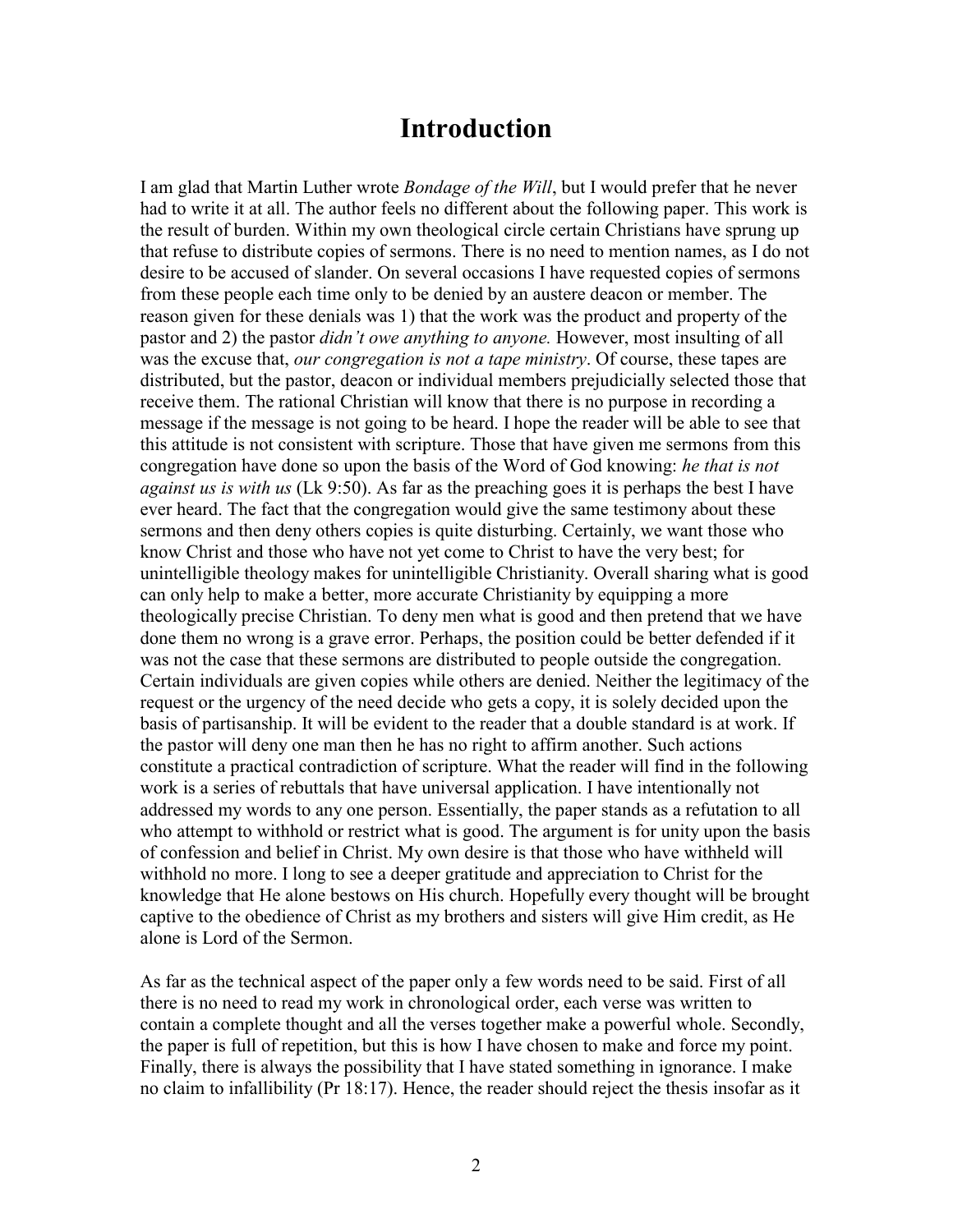# Introduction

I am glad that Martin Luther wrote *Bondage of the Will*, but I would prefer that he never had to write it at all. The author feels no different about the following paper. This work is the result of burden. Within my own theological circle certain Christians have sprung up that refuse to distribute copies of sermons. There is no need to mention names, as I do not desire to be accused of slander. On several occasions I have requested copies of sermons from these people each time only to be denied by an austere deacon or member. The reason given for these denials was 1) that the work was the product and property of the pastor and 2) the pastor *didn't owe anything to anyone.* However, most insulting of all was the excuse that, *our congregation is not a tape ministry*. Of course, these tapes are distributed, but the pastor, deacon or individual members prejudicially selected those that receive them. The rational Christian will know that there is no purpose in recording a message if the message is not going to be heard. I hope the reader will be able to see that this attitude is not consistent with scripture. Those that have given me sermons from this congregation have done so upon the basis of the Word of God knowing: *he that is not against us is with us* (Lk 9:50). As far as the preaching goes it is perhaps the best I have ever heard. The fact that the congregation would give the same testimony about these sermons and then deny others copies is quite disturbing. Certainly, we want those who know Christ and those who have not yet come to Christ to have the very best; for unintelligible theology makes for unintelligible Christianity. Overall sharing what is good can only help to make a better, more accurate Christianity by equipping a more theologically precise Christian. To deny men what is good and then pretend that we have done them no wrong is a grave error. Perhaps, the position could be better defended if it was not the case that these sermons are distributed to people outside the congregation. Certain individuals are given copies while others are denied. Neither the legitimacy of the request or the urgency of the need decide who gets a copy, it is solely decided upon the basis of partisanship. It will be evident to the reader that a double standard is at work. If the pastor will deny one man then he has no right to affirm another. Such actions constitute a practical contradiction of scripture. What the reader will find in the following work is a series of rebuttals that have universal application. I have intentionally not addressed my words to any one person. Essentially, the paper stands as a refutation to all who attempt to withhold or restrict what is good. The argument is for unity upon the basis of confession and belief in Christ. My own desire is that those who have withheld will withhold no more. I long to see a deeper gratitude and appreciation to Christ for the knowledge that He alone bestows on His church. Hopefully every thought will be brought captive to the obedience of Christ as my brothers and sisters will give Him credit, as He alone is Lord of the Sermon.

As far as the technical aspect of the paper only a few words need to be said. First of all there is no need to read my work in chronological order, each verse was written to contain a complete thought and all the verses together make a powerful whole. Secondly, the paper is full of repetition, but this is how I have chosen to make and force my point. Finally, there is always the possibility that I have stated something in ignorance. I make no claim to infallibility (Pr 18:17). Hence, the reader should reject the thesis insofar as it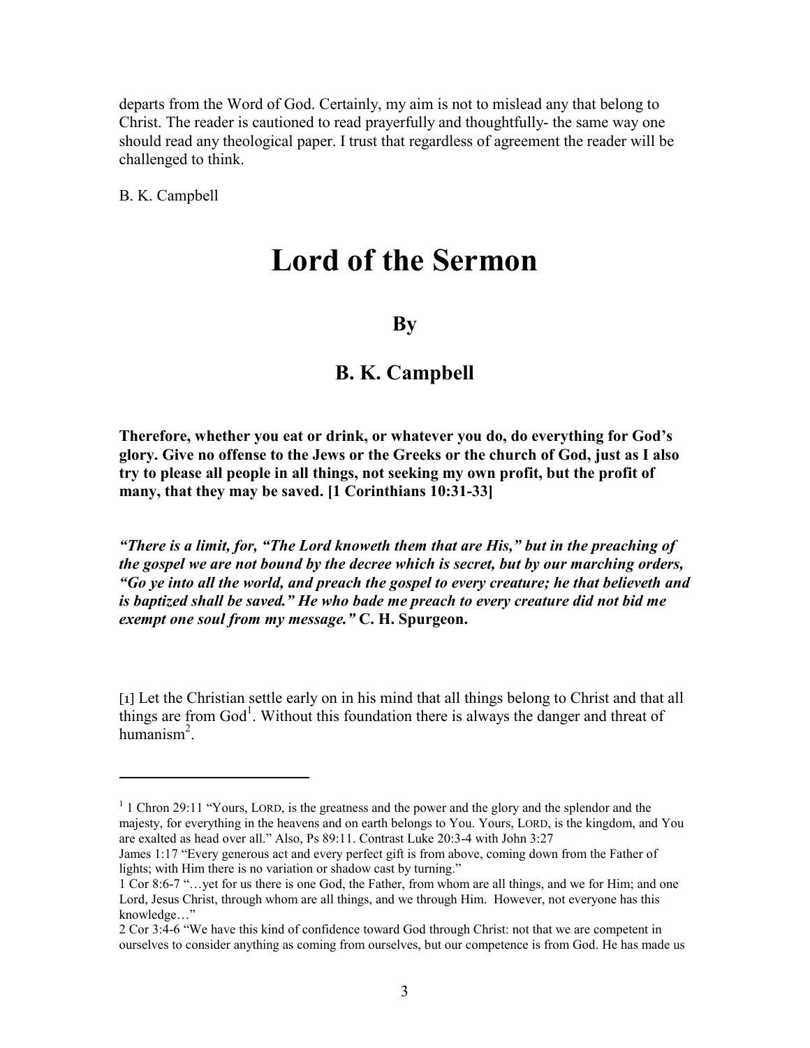departs from the Word of God. Certainly, my aim is not to mislead any that belong to Christ. The reader is cautioned to read prayerfully and thoughtfully- the same way one should read any theological paper. I trust that regardless of agreement the reader will be challenged to think.

B. K. Campbell

# Lord of the Sermon

### By

### B. K. Campbell

**Therefore, whether you eat or drink, or whatever you do, do everything for God's glory. Give no offense to the Jews or the Greeks or the church of God, just as I also try to please all people in all things, not seeking my own profit, but the profit of many, that they may be saved. [1 Corinthians 10:31-33]**

***"There is a limit, for, "The Lord knoweth them that are His," but in the preaching of the gospel we are not bound by the decree which is secret, but by our marching orders, "Go ye into all the world, and preach the gospel to every creature; he that believeth and is baptized shall be saved." He who bade me preach to every creature did not bid me exempt one soul from my message."* C. H. Spurgeon.**

[1] Let the Christian settle early on in his mind that all things belong to Christ and that all things are from God[1]. Without this foundation there is always the danger and threat of humanism[2].

---

[1] 1 Chron 29:11 "Yours, LORD, is the greatness and the power and the glory and the splendor and the majesty, for everything in the heavens and on earth belongs to You. Yours, LORD, is the kingdom, and You are exalted as head over all." Also, Ps 89:11. Contrast Luke 20:3-4 with John 3:27
James 1:17 "Every generous act and every perfect gift is from above, coming down from the Father of lights; with Him there is no variation or shadow cast by turning."
1 Cor 8:6-7 "…yet for us there is one God, the Father, from whom are all things, and we for Him; and one Lord, Jesus Christ, through whom are all things, and we through Him. However, not everyone has this knowledge…"
2 Cor 3:4-6 "We have this kind of confidence toward God through Christ: not that we are competent in ourselves to consider anything as coming from ourselves, but our competence is from God. He has made us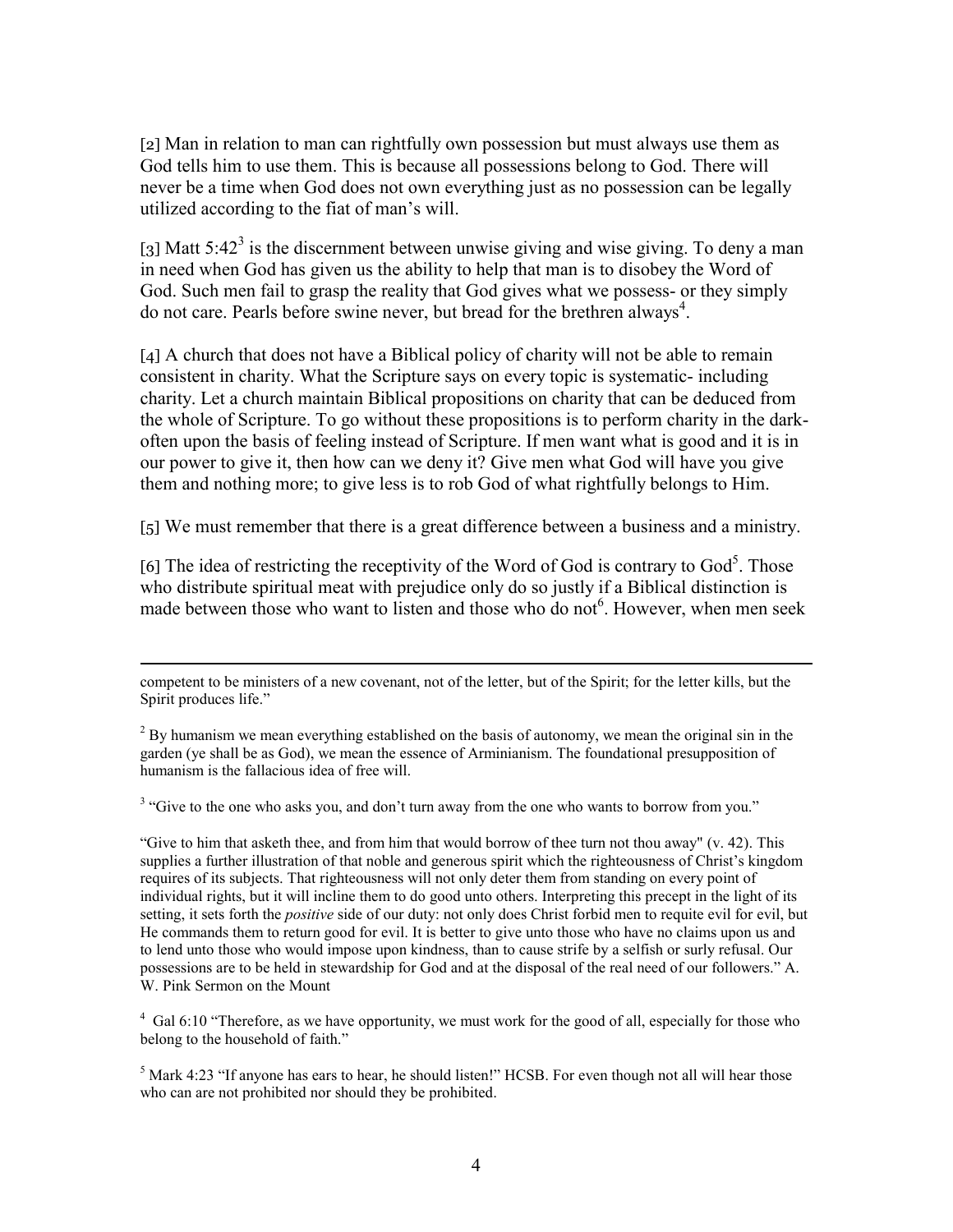[2] Man in relation to man can rightfully own possession but must always use them as God tells him to use them. This is because all possessions belong to God. There will never be a time when God does not own everything just as no possession can be legally utilized according to the fiat of man's will.

[3] Matt 5:42[3] is the discernment between unwise giving and wise giving. To deny a man in need when God has given us the ability to help that man is to disobey the Word of God. Such men fail to grasp the reality that God gives what we possess- or they simply do not care. Pearls before swine never, but bread for the brethren always[4].

[4] A church that does not have a Biblical policy of charity will not be able to remain consistent in charity. What the Scripture says on every topic is systematic- including charity. Let a church maintain Biblical propositions on charity that can be deduced from the whole of Scripture. To go without these propositions is to perform charity in the dark- often upon the basis of feeling instead of Scripture. If men want what is good and it is in our power to give it, then how can we deny it? Give men what God will have you give them and nothing more; to give less is to rob God of what rightfully belongs to Him.

[5] We must remember that there is a great difference between a business and a ministry.

[6] The idea of restricting the receptivity of the Word of God is contrary to God[5]. Those who distribute spiritual meat with prejudice only do so justly if a Biblical distinction is made between those who want to listen and those who do not[6]. However, when men seek

---

competent to be ministers of a new covenant, not of the letter, but of the Spirit; for the letter kills, but the Spirit produces life."

[2] By humanism we mean everything established on the basis of autonomy, we mean the original sin in the garden (ye shall be as God), we mean the essence of Arminianism. The foundational presupposition of humanism is the fallacious idea of free will.

[3] "Give to the one who asks you, and don't turn away from the one who wants to borrow from you."

"Give to him that asketh thee, and from him that would borrow of thee turn not thou away" (v. 42). This supplies a further illustration of that noble and generous spirit which the righteousness of Christ's kingdom requires of its subjects. That righteousness will not only deter them from standing on every point of individual rights, but it will incline them to do good unto others. Interpreting this precept in the light of its setting, it sets forth the *positive* side of our duty: not only does Christ forbid men to requite evil for evil, but He commands them to return good for evil. It is better to give unto those who have no claims upon us and to lend unto those who would impose upon kindness, than to cause strife by a selfish or surly refusal. Our possessions are to be held in stewardship for God and at the disposal of the real need of our followers." A. W. Pink Sermon on the Mount

[4] Gal 6:10 "Therefore, as we have opportunity, we must work for the good of all, especially for those who belong to the household of faith."

[5] Mark 4:23 "If anyone has ears to hear, he should listen!" HCSB. For even though not all will hear those who can are not prohibited nor should they be prohibited.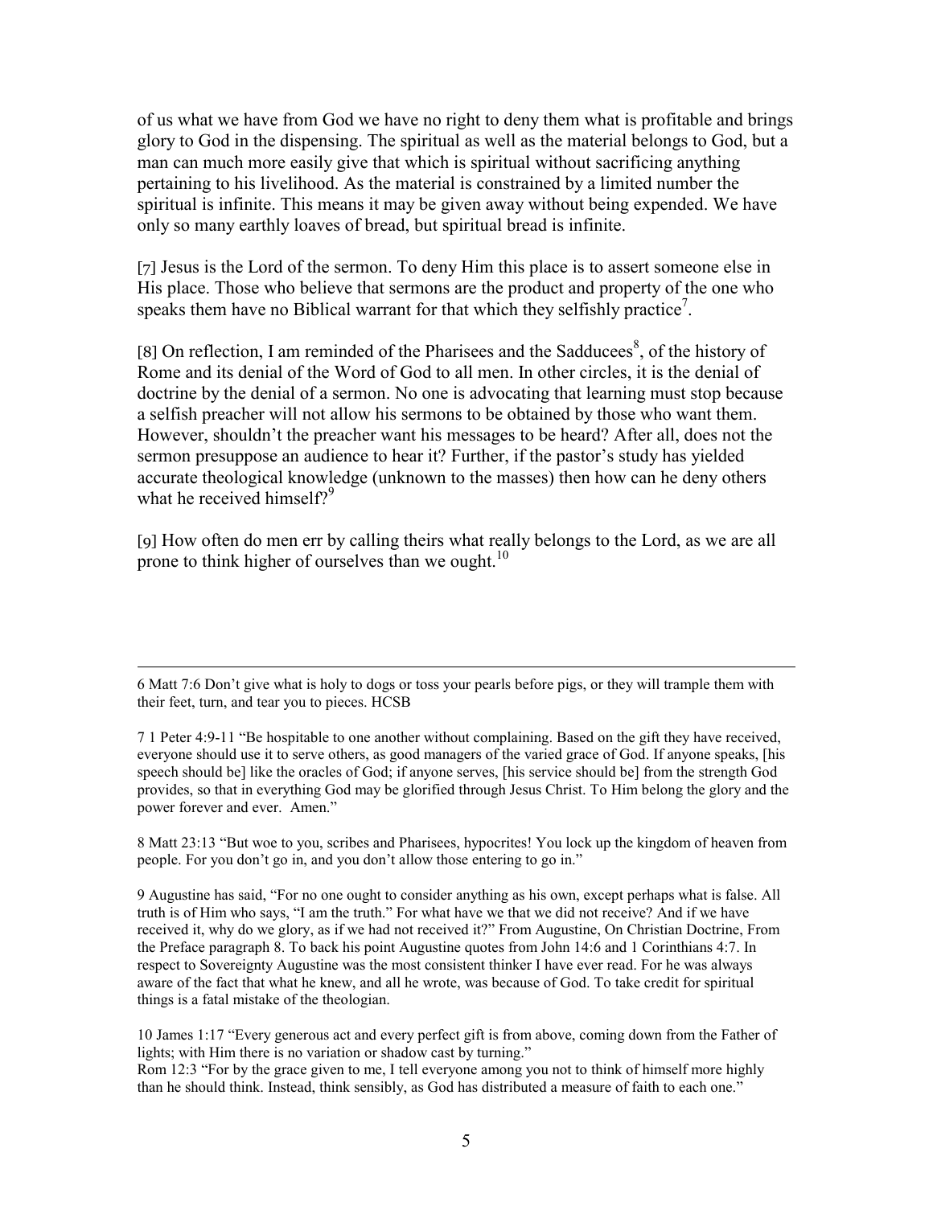of us what we have from God we have no right to deny them what is profitable and brings glory to God in the dispensing. The spiritual as well as the material belongs to God, but a man can much more easily give that which is spiritual without sacrificing anything pertaining to his livelihood. As the material is constrained by a limited number the spiritual is infinite. This means it may be given away without being expended. We have only so many earthly loaves of bread, but spiritual bread is infinite.

[7] Jesus is the Lord of the sermon. To deny Him this place is to assert someone else in His place. Those who believe that sermons are the product and property of the one who speaks them have no Biblical warrant for that which they selfishly practice[7].

[8] On reflection, I am reminded of the Pharisees and the Sadducees[8], of the history of Rome and its denial of the Word of God to all men. In other circles, it is the denial of doctrine by the denial of a sermon. No one is advocating that learning must stop because a selfish preacher will not allow his sermons to be obtained by those who want them. However, shouldn't the preacher want his messages to be heard? After all, does not the sermon presuppose an audience to hear it? Further, if the pastor's study has yielded accurate theological knowledge (unknown to the masses) then how can he deny others what he received himself?[9]

[9] How often do men err by calling theirs what really belongs to the Lord, as we are all prone to think higher of ourselves than we ought.[10]

---

6 Matt 7:6 Don't give what is holy to dogs or toss your pearls before pigs, or they will trample them with their feet, turn, and tear you to pieces. HCSB

7 1 Peter 4:9-11 "Be hospitable to one another without complaining. Based on the gift they have received, everyone should use it to serve others, as good managers of the varied grace of God. If anyone speaks, [his speech should be] like the oracles of God; if anyone serves, [his service should be] from the strength God provides, so that in everything God may be glorified through Jesus Christ. To Him belong the glory and the power forever and ever. Amen."

8 Matt 23:13 "But woe to you, scribes and Pharisees, hypocrites! You lock up the kingdom of heaven from people. For you don't go in, and you don't allow those entering to go in."

9 Augustine has said, "For no one ought to consider anything as his own, except perhaps what is false. All truth is of Him who says, "I am the truth." For what have we that we did not receive? And if we have received it, why do we glory, as if we had not received it?" From Augustine, On Christian Doctrine, From the Preface paragraph 8. To back his point Augustine quotes from John 14:6 and 1 Corinthians 4:7. In respect to Sovereignty Augustine was the most consistent thinker I have ever read. For he was always aware of the fact that what he knew, and all he wrote, was because of God. To take credit for spiritual things is a fatal mistake of the theologian.

10 James 1:17 "Every generous act and every perfect gift is from above, coming down from the Father of lights; with Him there is no variation or shadow cast by turning."
Rom 12:3 "For by the grace given to me, I tell everyone among you not to think of himself more highly than he should think. Instead, think sensibly, as God has distributed a measure of faith to each one."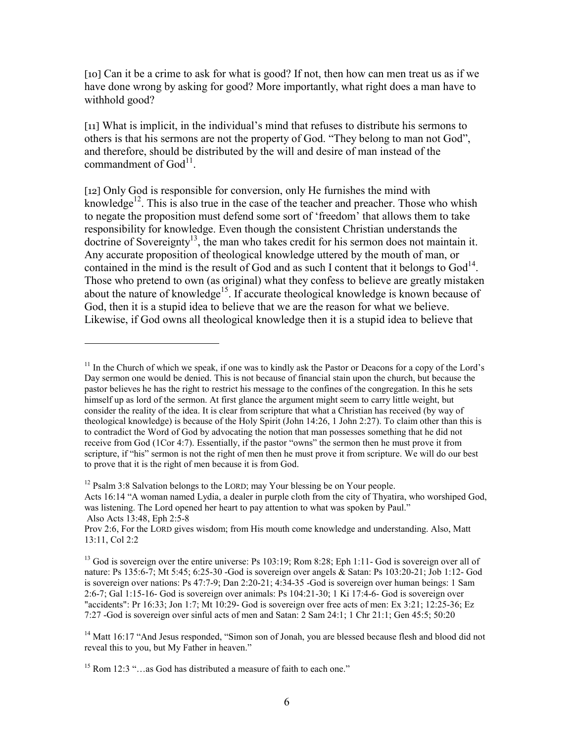[10] Can it be a crime to ask for what is good? If not, then how can men treat us as if we have done wrong by asking for good? More importantly, what right does a man have to withhold good?

[11] What is implicit, in the individual's mind that refuses to distribute his sermons to others is that his sermons are not the property of God. "They belong to man not God", and therefore, should be distributed by the will and desire of man instead of the commandment of God[11].

[12] Only God is responsible for conversion, only He furnishes the mind with knowledge[12]. This is also true in the case of the teacher and preacher. Those who whish to negate the proposition must defend some sort of 'freedom' that allows them to take responsibility for knowledge. Even though the consistent Christian understands the doctrine of Sovereignty[13], the man who takes credit for his sermon does not maintain it. Any accurate proposition of theological knowledge uttered by the mouth of man, or contained in the mind is the result of God and as such I content that it belongs to God[14]. Those who pretend to own (as original) what they confess to believe are greatly mistaken about the nature of knowledge[15]. If accurate theological knowledge is known because of God, then it is a stupid idea to believe that we are the reason for what we believe. Likewise, if God owns all theological knowledge then it is a stupid idea to believe that

---

[11] In the Church of which we speak, if one was to kindly ask the Pastor or Deacons for a copy of the Lord's Day sermon one would be denied. This is not because of financial stain upon the church, but because the pastor believes he has the right to restrict his message to the confines of the congregation. In this he sets himself up as lord of the sermon. At first glance the argument might seem to carry little weight, but consider the reality of the idea. It is clear from scripture that what a Christian has received (by way of theological knowledge) is because of the Holy Spirit (John 14:26, 1 John 2:27). To claim other than this is to contradict the Word of God by advocating the notion that man possesses something that he did not receive from God (1Cor 4:7). Essentially, if the pastor "owns" the sermon then he must prove it from scripture, if "his" sermon is not the right of men then he must prove it from scripture. We will do our best to prove that it is the right of men because it is from God.

[12] Psalm 3:8 Salvation belongs to the LORD; may Your blessing be on Your people.
Acts 16:14 "A woman named Lydia, a dealer in purple cloth from the city of Thyatira, who worshiped God, was listening. The Lord opened her heart to pay attention to what was spoken by Paul."
Also Acts 13:48, Eph 2:5-8
Prov 2:6, For the LORD gives wisdom; from His mouth come knowledge and understanding. Also, Matt 13:11, Col 2:2

[13] God is sovereign over the entire universe: Ps 103:19; Rom 8:28; Eph 1:11- God is sovereign over all of nature: Ps 135:6-7; Mt 5:45; 6:25-30 -God is sovereign over angels & Satan: Ps 103:20-21; Job 1:12- God is sovereign over nations: Ps 47:7-9; Dan 2:20-21; 4:34-35 -God is sovereign over human beings: 1 Sam 2:6-7; Gal 1:15-16- God is sovereign over animals: Ps 104:21-30; 1 Ki 17:4-6- God is sovereign over "accidents": Pr 16:33; Jon 1:7; Mt 10:29- God is sovereign over free acts of men: Ex 3:21; 12:25-36; Ez 7:27 -God is sovereign over sinful acts of men and Satan: 2 Sam 24:1; 1 Chr 21:1; Gen 45:5; 50:20

[14] Matt 16:17 "And Jesus responded, "Simon son of Jonah, you are blessed because flesh and blood did not reveal this to you, but My Father in heaven."

[15] Rom 12:3 "…as God has distributed a measure of faith to each one."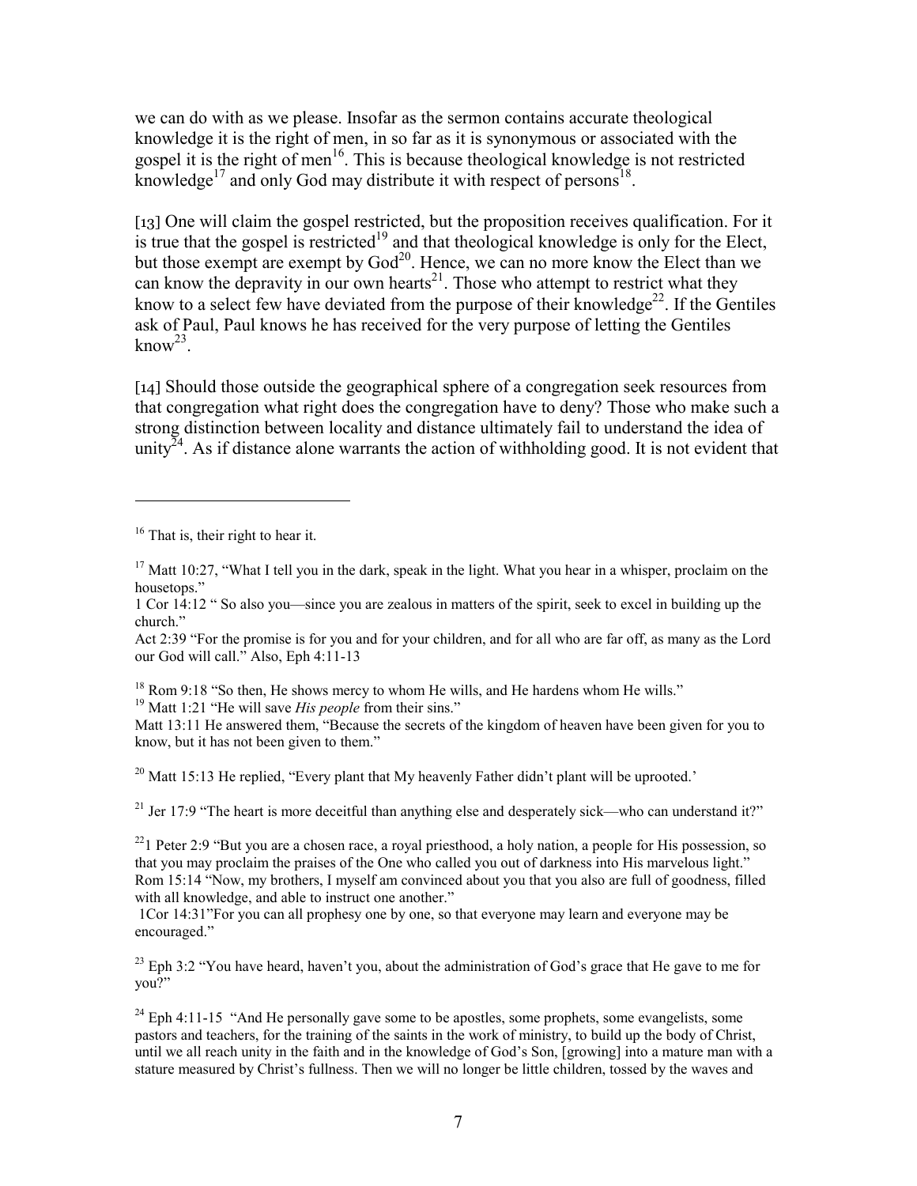we can do with as we please. Insofar as the sermon contains accurate theological knowledge it is the right of men, in so far as it is synonymous or associated with the gospel it is the right of men[16]. This is because theological knowledge is not restricted knowledge[17] and only God may distribute it with respect of persons[18].

[13] One will claim the gospel restricted, but the proposition receives qualification. For it is true that the gospel is restricted[19] and that theological knowledge is only for the Elect, but those exempt are exempt by God[20]. Hence, we can no more know the Elect than we can know the depravity in our own hearts[21]. Those who attempt to restrict what they know to a select few have deviated from the purpose of their knowledge[22]. If the Gentiles ask of Paul, Paul knows he has received for the very purpose of letting the Gentiles know[23].

[14] Should those outside the geographical sphere of a congregation seek resources from that congregation what right does the congregation have to deny? Those who make such a strong distinction between locality and distance ultimately fail to understand the idea of unity[24]. As if distance alone warrants the action of withholding good. It is not evident that

---

[16] That is, their right to hear it.

[17] Matt 10:27, "What I tell you in the dark, speak in the light. What you hear in a whisper, proclaim on the housetops."
1 Cor 14:12 " So also you—since you are zealous in matters of the spirit, seek to excel in building up the church."
Act 2:39 "For the promise is for you and for your children, and for all who are far off, as many as the Lord our God will call." Also, Eph 4:11-13

[18] Rom 9:18 "So then, He shows mercy to whom He wills, and He hardens whom He wills."

[19] Matt 1:21 "He will save *His people* from their sins."
Matt 13:11 He answered them, "Because the secrets of the kingdom of heaven have been given for you to know, but it has not been given to them."

[20] Matt 15:13 He replied, "Every plant that My heavenly Father didn't plant will be uprooted.'

[21] Jer 17:9 "The heart is more deceitful than anything else and desperately sick—who can understand it?"

[22] 1 Peter 2:9 "But you are a chosen race, a royal priesthood, a holy nation, a people for His possession, so that you may proclaim the praises of the One who called you out of darkness into His marvelous light."
Rom 15:14 "Now, my brothers, I myself am convinced about you that you also are full of goodness, filled with all knowledge, and able to instruct one another."
1Cor 14:31"For you can all prophesy one by one, so that everyone may learn and everyone may be encouraged."

[23] Eph 3:2 "You have heard, haven't you, about the administration of God's grace that He gave to me for you?"

[24] Eph 4:11-15 "And He personally gave some to be apostles, some prophets, some evangelists, some pastors and teachers, for the training of the saints in the work of ministry, to build up the body of Christ, until we all reach unity in the faith and in the knowledge of God's Son, [growing] into a mature man with a stature measured by Christ's fullness. Then we will no longer be little children, tossed by the waves and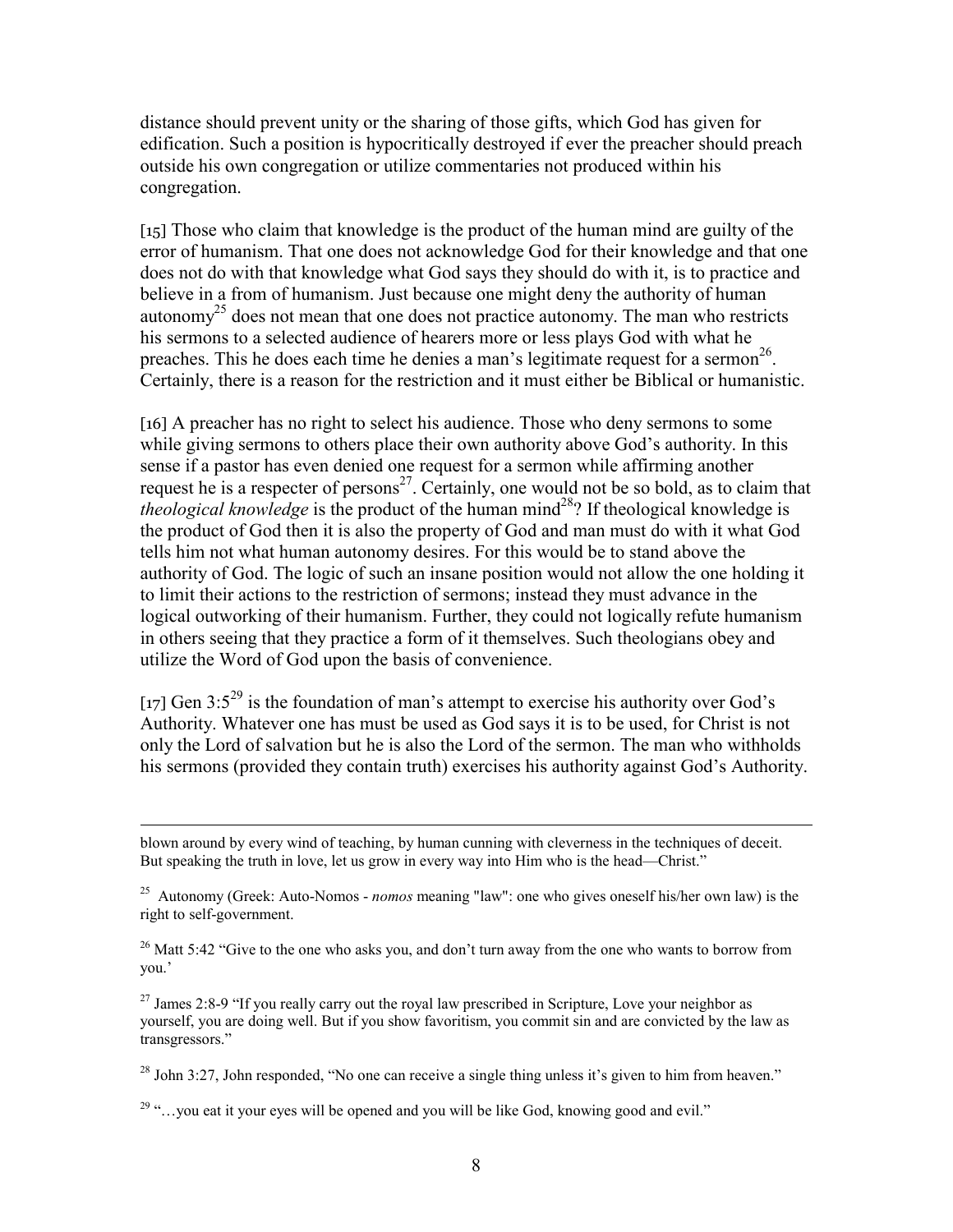distance should prevent unity or the sharing of those gifts, which God has given for edification. Such a position is hypocritically destroyed if ever the preacher should preach outside his own congregation or utilize commentaries not produced within his congregation.

[15] Those who claim that knowledge is the product of the human mind are guilty of the error of humanism. That one does not acknowledge God for their knowledge and that one does not do with that knowledge what God says they should do with it, is to practice and believe in a from of humanism. Just because one might deny the authority of human autonomy[25] does not mean that one does not practice autonomy. The man who restricts his sermons to a selected audience of hearers more or less plays God with what he preaches. This he does each time he denies a man's legitimate request for a sermon[26]. Certainly, there is a reason for the restriction and it must either be Biblical or humanistic.

[16] A preacher has no right to select his audience. Those who deny sermons to some while giving sermons to others place their own authority above God's authority. In this sense if a pastor has even denied one request for a sermon while affirming another request he is a respecter of persons[27]. Certainly, one would not be so bold, as to claim that *theological knowledge* is the product of the human mind[28]? If theological knowledge is the product of God then it is also the property of God and man must do with it what God tells him not what human autonomy desires. For this would be to stand above the authority of God. The logic of such an insane position would not allow the one holding it to limit their actions to the restriction of sermons; instead they must advance in the logical outworking of their humanism. Further, they could not logically refute humanism in others seeing that they practice a form of it themselves. Such theologians obey and utilize the Word of God upon the basis of convenience.

[17] Gen 3:5[29] is the foundation of man's attempt to exercise his authority over God's Authority. Whatever one has must be used as God says it is to be used, for Christ is not only the Lord of salvation but he is also the Lord of the sermon. The man who withholds his sermons (provided they contain truth) exercises his authority against God's Authority.

---

blown around by every wind of teaching, by human cunning with cleverness in the techniques of deceit. But speaking the truth in love, let us grow in every way into Him who is the head—Christ."

[25] Autonomy (Greek: Auto-Nomos - *nomos* meaning "law": one who gives oneself his/her own law) is the right to self-government.

[26] Matt 5:42 "Give to the one who asks you, and don't turn away from the one who wants to borrow from you.'

[27] James 2:8-9 "If you really carry out the royal law prescribed in Scripture, Love your neighbor as yourself, you are doing well. But if you show favoritism, you commit sin and are convicted by the law as transgressors."

[28] John 3:27, John responded, "No one can receive a single thing unless it's given to him from heaven."

[29] "…you eat it your eyes will be opened and you will be like God, knowing good and evil."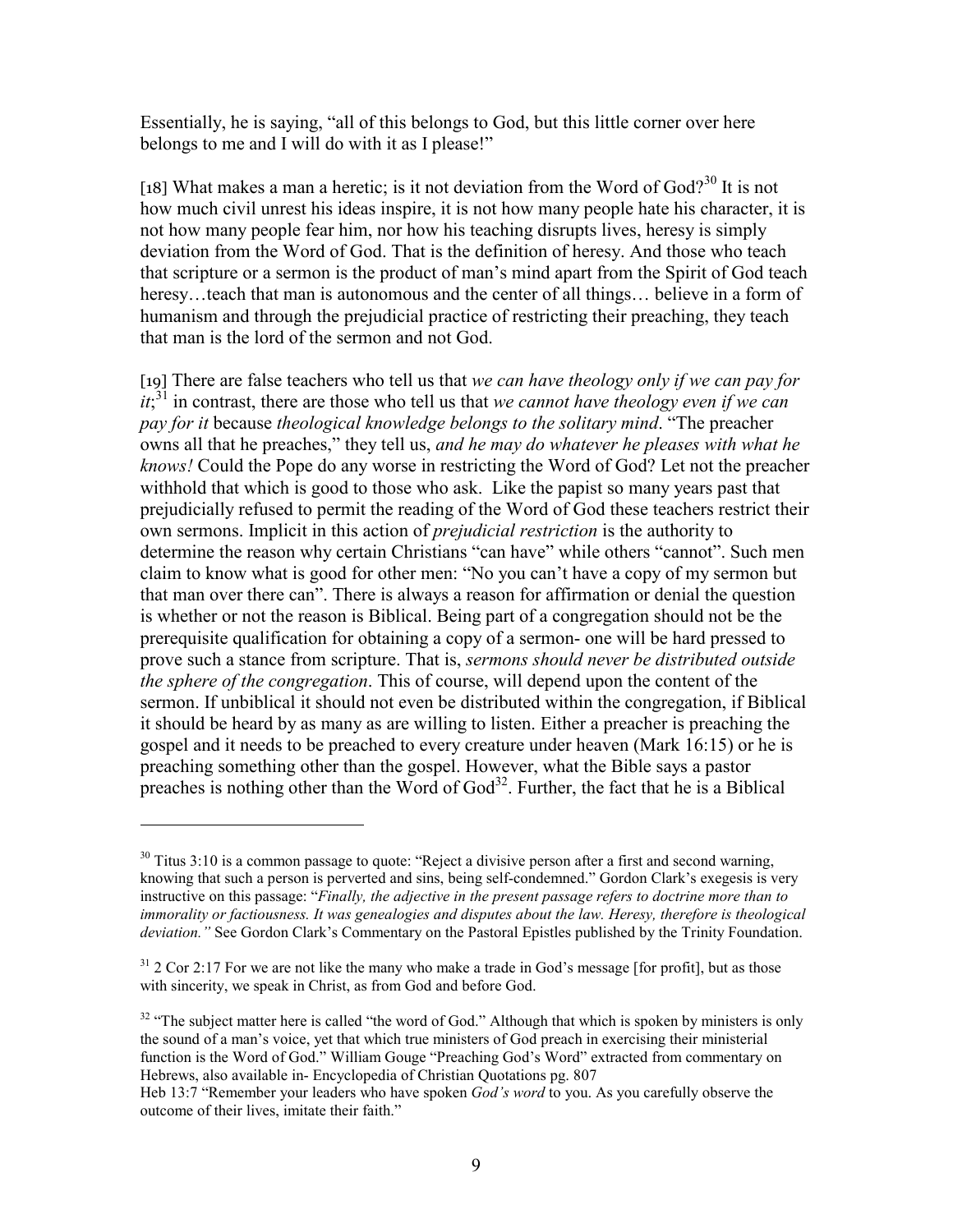Essentially, he is saying, "all of this belongs to God, but this little corner over here belongs to me and I will do with it as I please!"

[18] What makes a man a heretic; is it not deviation from the Word of God?[30] It is not how much civil unrest his ideas inspire, it is not how many people hate his character, it is not how many people fear him, nor how his teaching disrupts lives, heresy is simply deviation from the Word of God. That is the definition of heresy. And those who teach that scripture or a sermon is the product of man's mind apart from the Spirit of God teach heresy…teach that man is autonomous and the center of all things… believe in a form of humanism and through the prejudicial practice of restricting their preaching, they teach that man is the lord of the sermon and not God.

[19] There are false teachers who tell us that *we can have theology only if we can pay for it*;[31] in contrast, there are those who tell us that *we cannot have theology even if we can pay for it* because *theological knowledge belongs to the solitary mind*. "The preacher owns all that he preaches," they tell us, *and he may do whatever he pleases with what he knows!* Could the Pope do any worse in restricting the Word of God? Let not the preacher withhold that which is good to those who ask. Like the papist so many years past that prejudicially refused to permit the reading of the Word of God these teachers restrict their own sermons. Implicit in this action of *prejudicial restriction* is the authority to determine the reason why certain Christians "can have" while others "cannot". Such men claim to know what is good for other men: "No you can't have a copy of my sermon but that man over there can". There is always a reason for affirmation or denial the question is whether or not the reason is Biblical. Being part of a congregation should not be the prerequisite qualification for obtaining a copy of a sermon- one will be hard pressed to prove such a stance from scripture. That is, *sermons should never be distributed outside the sphere of the congregation*. This of course, will depend upon the content of the sermon. If unbiblical it should not even be distributed within the congregation, if Biblical it should be heard by as many as are willing to listen. Either a preacher is preaching the gospel and it needs to be preached to every creature under heaven (Mark 16:15) or he is preaching something other than the gospel. However, what the Bible says a pastor preaches is nothing other than the Word of God[32]. Further, the fact that he is a Biblical

---

[30] Titus 3:10 is a common passage to quote: "Reject a divisive person after a first and second warning, knowing that such a person is perverted and sins, being self-condemned." Gordon Clark's exegesis is very instructive on this passage: "*Finally, the adjective in the present passage refers to doctrine more than to immorality or factiousness. It was genealogies and disputes about the law. Heresy, therefore is theological deviation.*" See Gordon Clark's Commentary on the Pastoral Epistles published by the Trinity Foundation.

[31] 2 Cor 2:17 For we are not like the many who make a trade in God's message [for profit], but as those with sincerity, we speak in Christ, as from God and before God.

[32] "The subject matter here is called "the word of God." Although that which is spoken by ministers is only the sound of a man's voice, yet that which true ministers of God preach in exercising their ministerial function is the Word of God." William Gouge "Preaching God's Word" extracted from commentary on Hebrews, also available in- Encyclopedia of Christian Quotations pg. 807
Heb 13:7 "Remember your leaders who have spoken *God's word* to you. As you carefully observe the outcome of their lives, imitate their faith."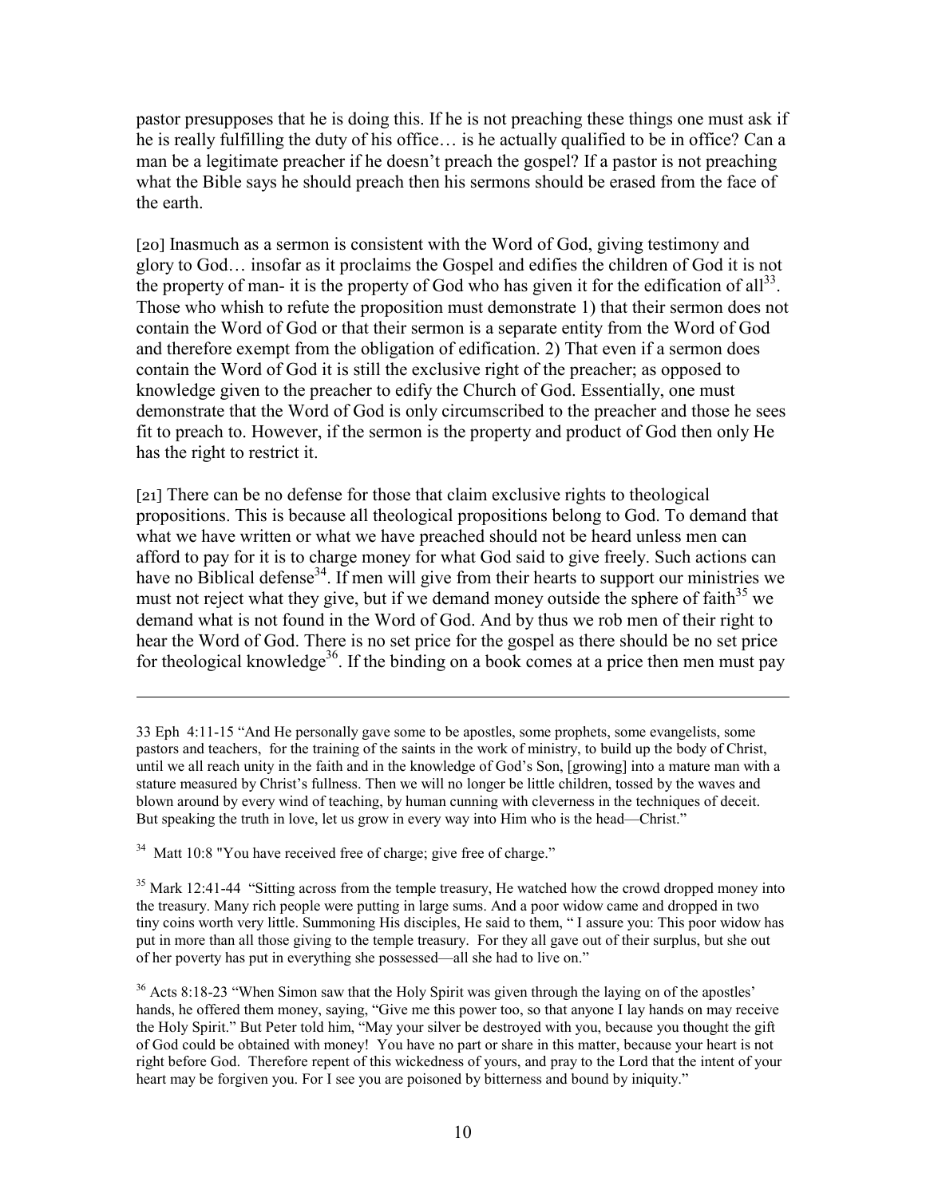pastor presupposes that he is doing this. If he is not preaching these things one must ask if he is really fulfilling the duty of his office… is he actually qualified to be in office? Can a man be a legitimate preacher if he doesn't preach the gospel? If a pastor is not preaching what the Bible says he should preach then his sermons should be erased from the face of the earth.

[20] Inasmuch as a sermon is consistent with the Word of God, giving testimony and glory to God… insofar as it proclaims the Gospel and edifies the children of God it is not the property of man- it is the property of God who has given it for the edification of all[33]. Those who whish to refute the proposition must demonstrate 1) that their sermon does not contain the Word of God or that their sermon is a separate entity from the Word of God and therefore exempt from the obligation of edification. 2) That even if a sermon does contain the Word of God it is still the exclusive right of the preacher; as opposed to knowledge given to the preacher to edify the Church of God. Essentially, one must demonstrate that the Word of God is only circumscribed to the preacher and those he sees fit to preach to. However, if the sermon is the property and product of God then only He has the right to restrict it.

[21] There can be no defense for those that claim exclusive rights to theological propositions. This is because all theological propositions belong to God. To demand that what we have written or what we have preached should not be heard unless men can afford to pay for it is to charge money for what God said to give freely. Such actions can have no Biblical defense[34]. If men will give from their hearts to support our ministries we must not reject what they give, but if we demand money outside the sphere of faith[35] we demand what is not found in the Word of God. And by thus we rob men of their right to hear the Word of God. There is no set price for the gospel as there should be no set price for theological knowledge[36]. If the binding on a book comes at a price then men must pay

---

33 Eph 4:11-15 "And He personally gave some to be apostles, some prophets, some evangelists, some pastors and teachers, for the training of the saints in the work of ministry, to build up the body of Christ, until we all reach unity in the faith and in the knowledge of God's Son, [growing] into a mature man with a stature measured by Christ's fullness. Then we will no longer be little children, tossed by the waves and blown around by every wind of teaching, by human cunning with cleverness in the techniques of deceit. But speaking the truth in love, let us grow in every way into Him who is the head—Christ."

34 Matt 10:8 "You have received free of charge; give free of charge."

35 Mark 12:41-44 "Sitting across from the temple treasury, He watched how the crowd dropped money into the treasury. Many rich people were putting in large sums. And a poor widow came and dropped in two tiny coins worth very little. Summoning His disciples, He said to them, " I assure you: This poor widow has put in more than all those giving to the temple treasury. For they all gave out of their surplus, but she out of her poverty has put in everything she possessed—all she had to live on."

36 Acts 8:18-23 "When Simon saw that the Holy Spirit was given through the laying on of the apostles' hands, he offered them money, saying, "Give me this power too, so that anyone I lay hands on may receive the Holy Spirit." But Peter told him, "May your silver be destroyed with you, because you thought the gift of God could be obtained with money! You have no part or share in this matter, because your heart is not right before God. Therefore repent of this wickedness of yours, and pray to the Lord that the intent of your heart may be forgiven you. For I see you are poisoned by bitterness and bound by iniquity."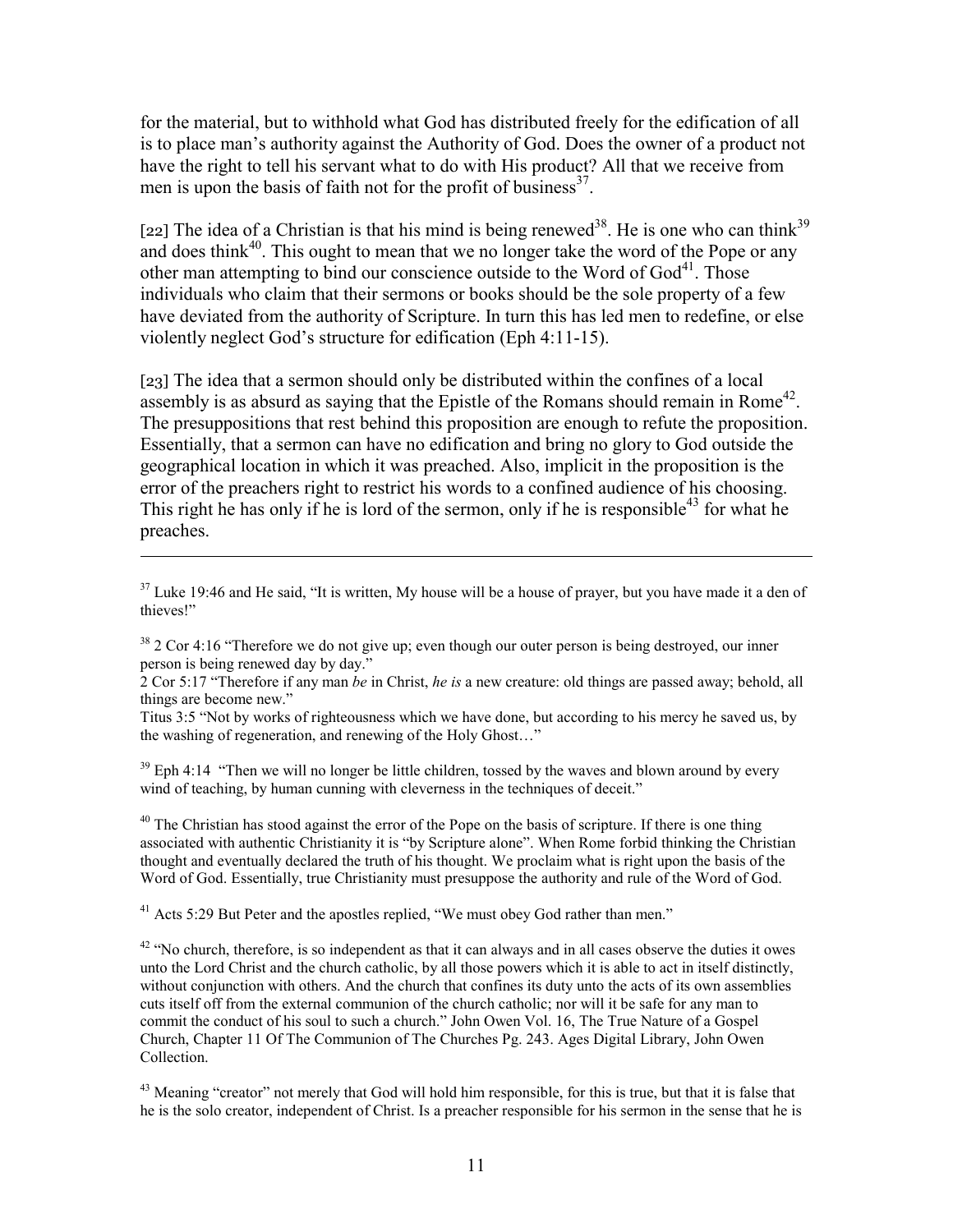for the material, but to withhold what God has distributed freely for the edification of all is to place man's authority against the Authority of God. Does the owner of a product not have the right to tell his servant what to do with His product? All that we receive from men is upon the basis of faith not for the profit of business[37].

[22] The idea of a Christian is that his mind is being renewed[38]. He is one who can think[39] and does think[40]. This ought to mean that we no longer take the word of the Pope or any other man attempting to bind our conscience outside to the Word of God[41]. Those individuals who claim that their sermons or books should be the sole property of a few have deviated from the authority of Scripture. In turn this has led men to redefine, or else violently neglect God's structure for edification (Eph 4:11-15).

[23] The idea that a sermon should only be distributed within the confines of a local assembly is as absurd as saying that the Epistle of the Romans should remain in Rome[42]. The presuppositions that rest behind this proposition are enough to refute the proposition. Essentially, that a sermon can have no edification and bring no glory to God outside the geographical location in which it was preached. Also, implicit in the proposition is the error of the preachers right to restrict his words to a confined audience of his choosing. This right he has only if he is lord of the sermon, only if he is responsible[43] for what he preaches.

---

[37] Luke 19:46 and He said, "It is written, My house will be a house of prayer, but you have made it a den of thieves!"

[38] 2 Cor 4:16 "Therefore we do not give up; even though our outer person is being destroyed, our inner person is being renewed day by day."
2 Cor 5:17 "Therefore if any man *be* in Christ, *he is* a new creature: old things are passed away; behold, all things are become new."
Titus 3:5 "Not by works of righteousness which we have done, but according to his mercy he saved us, by the washing of regeneration, and renewing of the Holy Ghost…"

[39] Eph 4:14 "Then we will no longer be little children, tossed by the waves and blown around by every wind of teaching, by human cunning with cleverness in the techniques of deceit."

[40] The Christian has stood against the error of the Pope on the basis of scripture. If there is one thing associated with authentic Christianity it is "by Scripture alone". When Rome forbid thinking the Christian thought and eventually declared the truth of his thought. We proclaim what is right upon the basis of the Word of God. Essentially, true Christianity must presuppose the authority and rule of the Word of God.

[41] Acts 5:29 But Peter and the apostles replied, "We must obey God rather than men."

[42] "No church, therefore, is so independent as that it can always and in all cases observe the duties it owes unto the Lord Christ and the church catholic, by all those powers which it is able to act in itself distinctly, without conjunction with others. And the church that confines its duty unto the acts of its own assemblies cuts itself off from the external communion of the church catholic; nor will it be safe for any man to commit the conduct of his soul to such a church." John Owen Vol. 16, The True Nature of a Gospel Church, Chapter 11 Of The Communion of The Churches Pg. 243. Ages Digital Library, John Owen Collection.

[43] Meaning "creator" not merely that God will hold him responsible, for this is true, but that it is false that he is the solo creator, independent of Christ. Is a preacher responsible for his sermon in the sense that he is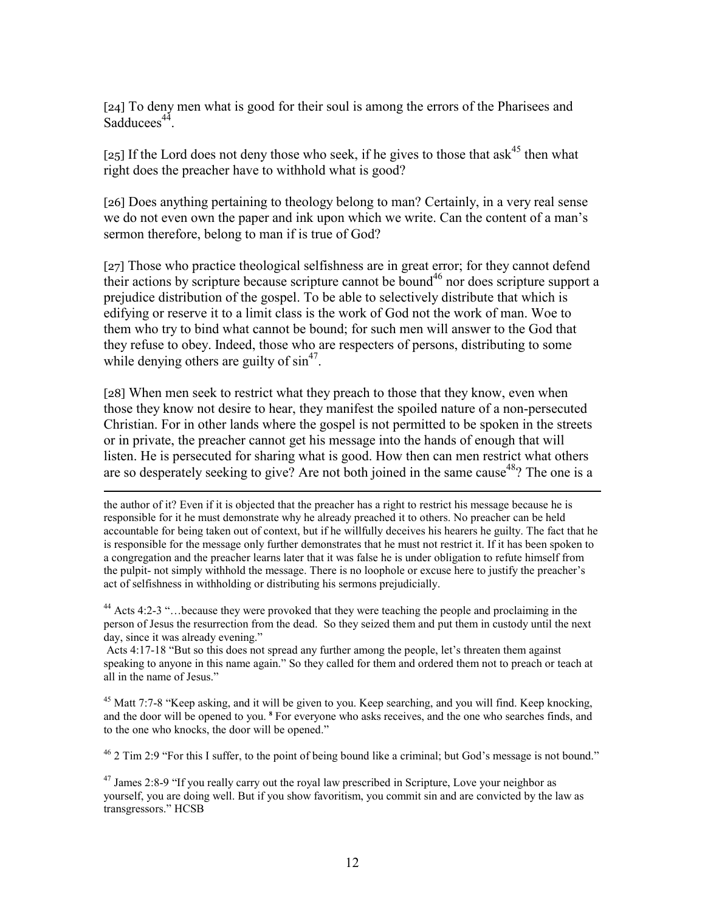[24] To deny men what is good for their soul is among the errors of the Pharisees and Sadducees[44].

[25] If the Lord does not deny those who seek, if he gives to those that ask[45] then what right does the preacher have to withhold what is good?

[26] Does anything pertaining to theology belong to man? Certainly, in a very real sense we do not even own the paper and ink upon which we write. Can the content of a man's sermon therefore, belong to man if is true of God?

[27] Those who practice theological selfishness are in great error; for they cannot defend their actions by scripture because scripture cannot be bound[46] nor does scripture support a prejudice distribution of the gospel. To be able to selectively distribute that which is edifying or reserve it to a limit class is the work of God not the work of man. Woe to them who try to bind what cannot be bound; for such men will answer to the God that they refuse to obey. Indeed, those who are respecters of persons, distributing to some while denying others are guilty of sin[47].

[28] When men seek to restrict what they preach to those that they know, even when those they know not desire to hear, they manifest the spoiled nature of a non-persecuted Christian. For in other lands where the gospel is not permitted to be spoken in the streets or in private, the preacher cannot get his message into the hands of enough that will listen. He is persecuted for sharing what is good. How then can men restrict what others are so desperately seeking to give? Are not both joined in the same cause[48]? The one is a

---

the author of it? Even if it is objected that the preacher has a right to restrict his message because he is responsible for it he must demonstrate why he already preached it to others. No preacher can be held accountable for being taken out of context, but if he willfully deceives his hearers he guilty. The fact that he is responsible for the message only further demonstrates that he must not restrict it. If it has been spoken to a congregation and the preacher learns later that it was false he is under obligation to refute himself from the pulpit- not simply withhold the message. There is no loophole or excuse here to justify the preacher's act of selfishness in withholding or distributing his sermons prejudicially.

[44] Acts 4:2-3 "…because they were provoked that they were teaching the people and proclaiming in the person of Jesus the resurrection from the dead. So they seized them and put them in custody until the next day, since it was already evening."
Acts 4:17-18 "But so this does not spread any further among the people, let's threaten them against speaking to anyone in this name again." So they called for them and ordered them not to preach or teach at all in the name of Jesus."

[45] Matt 7:7-8 "Keep asking, and it will be given to you. Keep searching, and you will find. Keep knocking, and the door will be opened to you. **8** For everyone who asks receives, and the one who searches finds, and to the one who knocks, the door will be opened."

[46] 2 Tim 2:9 "For this I suffer, to the point of being bound like a criminal; but God's message is not bound."

[47] James 2:8-9 "If you really carry out the royal law prescribed in Scripture, Love your neighbor as yourself, you are doing well. But if you show favoritism, you commit sin and are convicted by the law as transgressors." HCSB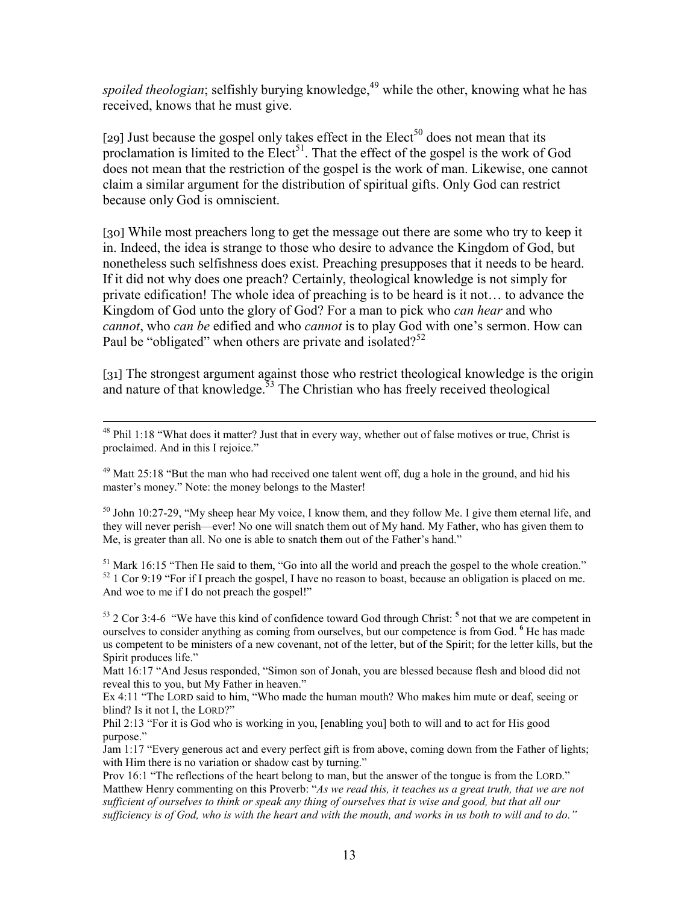*spoiled theologian*; selfishly burying knowledge,[49] while the other, knowing what he has received, knows that he must give.

[29] Just because the gospel only takes effect in the Elect[50] does not mean that its proclamation is limited to the Elect[51]. That the effect of the gospel is the work of God does not mean that the restriction of the gospel is the work of man. Likewise, one cannot claim a similar argument for the distribution of spiritual gifts. Only God can restrict because only God is omniscient.

[30] While most preachers long to get the message out there are some who try to keep it in. Indeed, the idea is strange to those who desire to advance the Kingdom of God, but nonetheless such selfishness does exist. Preaching presupposes that it needs to be heard. If it did not why does one preach? Certainly, theological knowledge is not simply for private edification! The whole idea of preaching is to be heard is it not… to advance the Kingdom of God unto the glory of God? For a man to pick who *can hear* and who *cannot*, who *can be* edified and who *cannot* is to play God with one's sermon. How can Paul be "obligated" when others are private and isolated?[52]

[31] The strongest argument against those who restrict theological knowledge is the origin and nature of that knowledge.[53] The Christian who has freely received theological

---

[48] Phil 1:18 "What does it matter? Just that in every way, whether out of false motives or true, Christ is proclaimed. And in this I rejoice."

[49] Matt 25:18 "But the man who had received one talent went off, dug a hole in the ground, and hid his master's money." Note: the money belongs to the Master!

[50] John 10:27-29, "My sheep hear My voice, I know them, and they follow Me. I give them eternal life, and they will never perish—ever! No one will snatch them out of My hand. My Father, who has given them to Me, is greater than all. No one is able to snatch them out of the Father's hand."

[51] Mark 16:15 "Then He said to them, "Go into all the world and preach the gospel to the whole creation."
[52] 1 Cor 9:19 "For if I preach the gospel, I have no reason to boast, because an obligation is placed on me. And woe to me if I do not preach the gospel!"

[53] 2 Cor 3:4-6 "We have this kind of confidence toward God through Christ: **5** not that we are competent in ourselves to consider anything as coming from ourselves, but our competence is from God. **6** He has made us competent to be ministers of a new covenant, not of the letter, but of the Spirit; for the letter kills, but the Spirit produces life."
Matt 16:17 "And Jesus responded, "Simon son of Jonah, you are blessed because flesh and blood did not reveal this to you, but My Father in heaven."
Ex 4:11 "The LORD said to him, "Who made the human mouth? Who makes him mute or deaf, seeing or blind? Is it not I, the LORD?"
Phil 2:13 "For it is God who is working in you, [enabling you] both to will and to act for His good purpose."
Jam 1:17 "Every generous act and every perfect gift is from above, coming down from the Father of lights; with Him there is no variation or shadow cast by turning."
Prov 16:1 "The reflections of the heart belong to man, but the answer of the tongue is from the LORD." Matthew Henry commenting on this Proverb: "*As we read this, it teaches us a great truth, that we are not sufficient of ourselves to think or speak any thing of ourselves that is wise and good, but that all our sufficiency is of God, who is with the heart and with the mouth, and works in us both to will and to do."*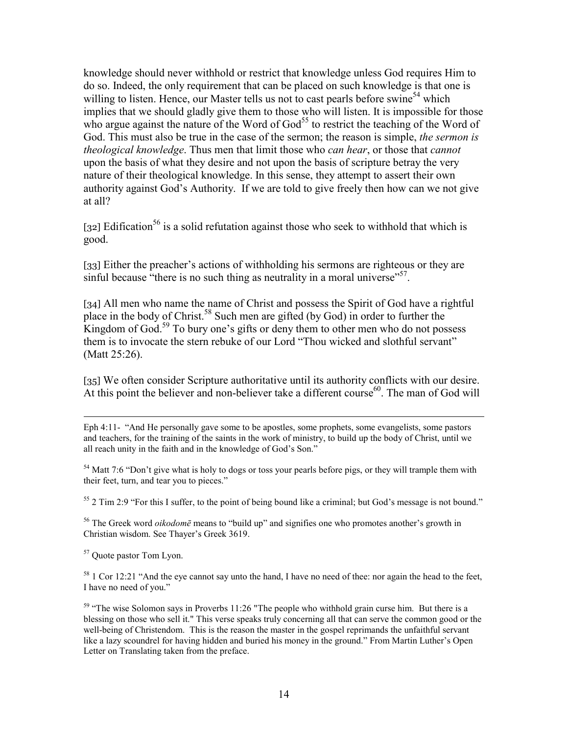knowledge should never withhold or restrict that knowledge unless God requires Him to do so. Indeed, the only requirement that can be placed on such knowledge is that one is willing to listen. Hence, our Master tells us not to cast pearls before swine[54] which implies that we should gladly give them to those who will listen. It is impossible for those who argue against the nature of the Word of God[55] to restrict the teaching of the Word of God. This must also be true in the case of the sermon; the reason is simple, *the sermon is theological knowledge*. Thus men that limit those who *can hear*, or those that *cannot* upon the basis of what they desire and not upon the basis of scripture betray the very nature of their theological knowledge. In this sense, they attempt to assert their own authority against God's Authority. If we are told to give freely then how can we not give at all?

[32] Edification[56] is a solid refutation against those who seek to withhold that which is good.

[33] Either the preacher's actions of withholding his sermons are righteous or they are sinful because "there is no such thing as neutrality in a moral universe"[57].

[34] All men who name the name of Christ and possess the Spirit of God have a rightful place in the body of Christ.[58] Such men are gifted (by God) in order to further the Kingdom of God.[59] To bury one's gifts or deny them to other men who do not possess them is to invocate the stern rebuke of our Lord "Thou wicked and slothful servant" (Matt 25:26).

[35] We often consider Scripture authoritative until its authority conflicts with our desire. At this point the believer and non-believer take a different course[60]. The man of God will

---

Eph 4:11- "And He personally gave some to be apostles, some prophets, some evangelists, some pastors and teachers, for the training of the saints in the work of ministry, to build up the body of Christ, until we all reach unity in the faith and in the knowledge of God's Son."

[54] Matt 7:6 "Don't give what is holy to dogs or toss your pearls before pigs, or they will trample them with their feet, turn, and tear you to pieces."

[55] 2 Tim 2:9 "For this I suffer, to the point of being bound like a criminal; but God's message is not bound."

[56] The Greek word *oikodomē* means to "build up" and signifies one who promotes another's growth in Christian wisdom. See Thayer's Greek 3619.

[57] Quote pastor Tom Lyon.

[58] 1 Cor 12:21 "And the eye cannot say unto the hand, I have no need of thee: nor again the head to the feet, I have no need of you."

[59] "The wise Solomon says in Proverbs 11:26 "The people who withhold grain curse him. But there is a blessing on those who sell it." This verse speaks truly concerning all that can serve the common good or the well-being of Christendom. This is the reason the master in the gospel reprimands the unfaithful servant like a lazy scoundrel for having hidden and buried his money in the ground." From Martin Luther's Open Letter on Translating taken from the preface.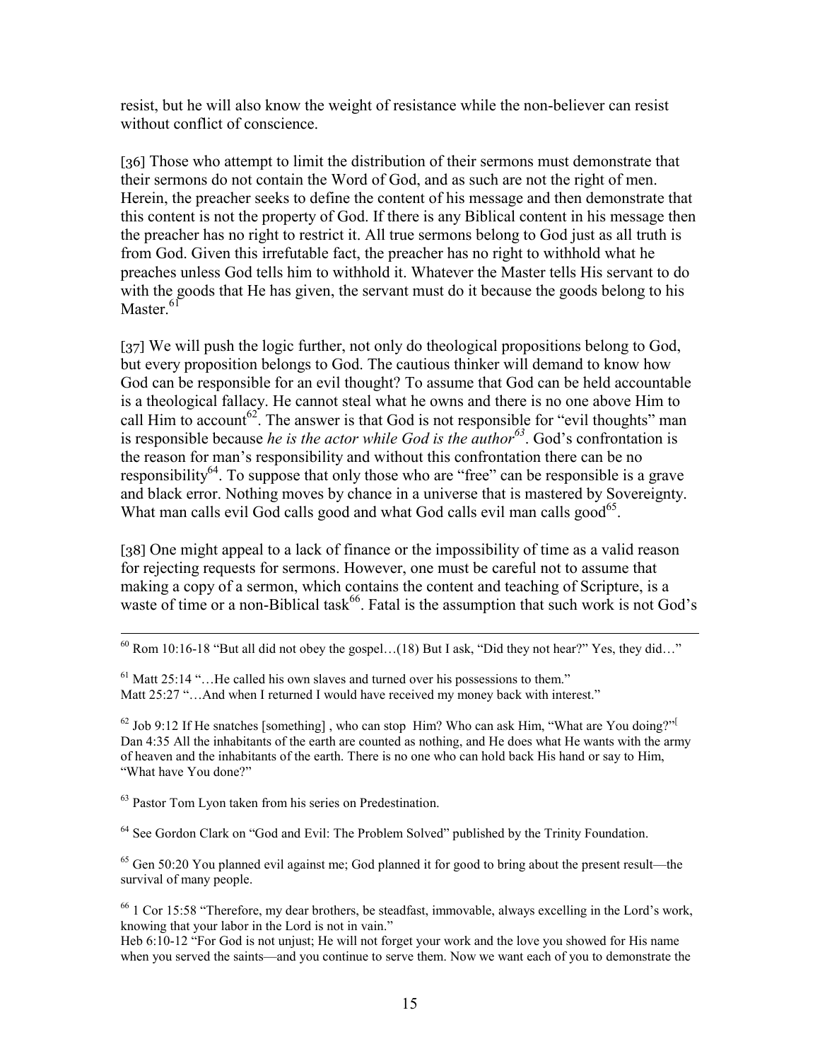resist, but he will also know the weight of resistance while the non-believer can resist without conflict of conscience.

[36] Those who attempt to limit the distribution of their sermons must demonstrate that their sermons do not contain the Word of God, and as such are not the right of men. Herein, the preacher seeks to define the content of his message and then demonstrate that this content is not the property of God. If there is any Biblical content in his message then the preacher has no right to restrict it. All true sermons belong to God just as all truth is from God. Given this irrefutable fact, the preacher has no right to withhold what he preaches unless God tells him to withhold it. Whatever the Master tells His servant to do with the goods that He has given, the servant must do it because the goods belong to his Master.[61]

[37] We will push the logic further, not only do theological propositions belong to God, but every proposition belongs to God. The cautious thinker will demand to know how God can be responsible for an evil thought? To assume that God can be held accountable is a theological fallacy. He cannot steal what he owns and there is no one above Him to call Him to account[62]. The answer is that God is not responsible for "evil thoughts" man is responsible because *he is the actor while God is the author*[63]. God's confrontation is the reason for man's responsibility and without this confrontation there can be no responsibility[64]. To suppose that only those who are "free" can be responsible is a grave and black error. Nothing moves by chance in a universe that is mastered by Sovereignty. What man calls evil God calls good and what God calls evil man calls good[65].

[38] One might appeal to a lack of finance or the impossibility of time as a valid reason for rejecting requests for sermons. However, one must be careful not to assume that making a copy of a sermon, which contains the content and teaching of Scripture, is a waste of time or a non-Biblical task[66]. Fatal is the assumption that such work is not God's

---

[60] Rom 10:16-18 "But all did not obey the gospel…(18) But I ask, "Did they not hear?" Yes, they did…"

[61] Matt 25:14 "…He called his own slaves and turned over his possessions to them."
Matt 25:27 "…And when I returned I would have received my money back with interest."

[62] Job 9:12 If He snatches [something] , who can stop Him? Who can ask Him, "What are You doing?"[
Dan 4:35 All the inhabitants of the earth are counted as nothing, and He does what He wants with the army of heaven and the inhabitants of the earth. There is no one who can hold back His hand or say to Him, "What have You done?"

[63] Pastor Tom Lyon taken from his series on Predestination.

[64] See Gordon Clark on "God and Evil: The Problem Solved" published by the Trinity Foundation.

[65] Gen 50:20 You planned evil against me; God planned it for good to bring about the present result—the survival of many people.

[66] 1 Cor 15:58 "Therefore, my dear brothers, be steadfast, immovable, always excelling in the Lord's work, knowing that your labor in the Lord is not in vain."
Heb 6:10-12 "For God is not unjust; He will not forget your work and the love you showed for His name when you served the saints—and you continue to serve them. Now we want each of you to demonstrate the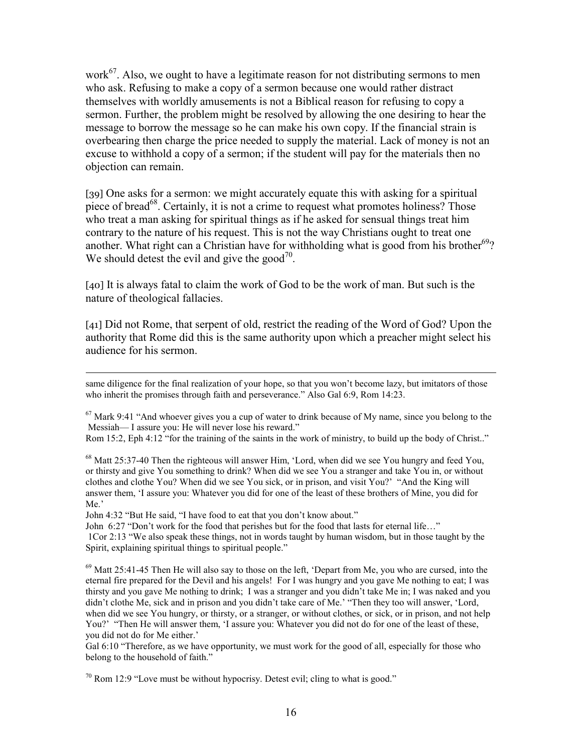work[67]. Also, we ought to have a legitimate reason for not distributing sermons to men who ask. Refusing to make a copy of a sermon because one would rather distract themselves with worldly amusements is not a Biblical reason for refusing to copy a sermon. Further, the problem might be resolved by allowing the one desiring to hear the message to borrow the message so he can make his own copy. If the financial strain is overbearing then charge the price needed to supply the material. Lack of money is not an excuse to withhold a copy of a sermon; if the student will pay for the materials then no objection can remain.

[39] One asks for a sermon: we might accurately equate this with asking for a spiritual piece of bread[68]. Certainly, it is not a crime to request what promotes holiness? Those who treat a man asking for spiritual things as if he asked for sensual things treat him contrary to the nature of his request. This is not the way Christians ought to treat one another. What right can a Christian have for withholding what is good from his brother[69]? We should detest the evil and give the good[70].

[40] It is always fatal to claim the work of God to be the work of man. But such is the nature of theological fallacies.

[41] Did not Rome, that serpent of old, restrict the reading of the Word of God? Upon the authority that Rome did this is the same authority upon which a preacher might select his audience for his sermon.

---

same diligence for the final realization of your hope, so that you won't become lazy, but imitators of those who inherit the promises through faith and perseverance." Also Gal 6:9, Rom 14:23.

[67] Mark 9:41 "And whoever gives you a cup of water to drink because of My name, since you belong to the Messiah— I assure you: He will never lose his reward."
Rom 15:2, Eph 4:12 "for the training of the saints in the work of ministry, to build up the body of Christ.."

[68] Matt 25:37-40 Then the righteous will answer Him, 'Lord, when did we see You hungry and feed You, or thirsty and give You something to drink? When did we see You a stranger and take You in, or without clothes and clothe You? When did we see You sick, or in prison, and visit You?' "And the King will answer them, 'I assure you: Whatever you did for one of the least of these brothers of Mine, you did for Me.'
John 4:32 "But He said, "I have food to eat that you don't know about."
John 6:27 "Don't work for the food that perishes but for the food that lasts for eternal life…"
1Cor 2:13 "We also speak these things, not in words taught by human wisdom, but in those taught by the Spirit, explaining spiritual things to spiritual people."

[69] Matt 25:41-45 Then He will also say to those on the left, 'Depart from Me, you who are cursed, into the eternal fire prepared for the Devil and his angels! For I was hungry and you gave Me nothing to eat; I was thirsty and you gave Me nothing to drink; I was a stranger and you didn't take Me in; I was naked and you didn't clothe Me, sick and in prison and you didn't take care of Me.' "Then they too will answer, 'Lord, when did we see You hungry, or thirsty, or a stranger, or without clothes, or sick, or in prison, and not help You?' "Then He will answer them, 'I assure you: Whatever you did not do for one of the least of these, you did not do for Me either.'
Gal 6:10 "Therefore, as we have opportunity, we must work for the good of all, especially for those who belong to the household of faith."

[70] Rom 12:9 "Love must be without hypocrisy. Detest evil; cling to what is good."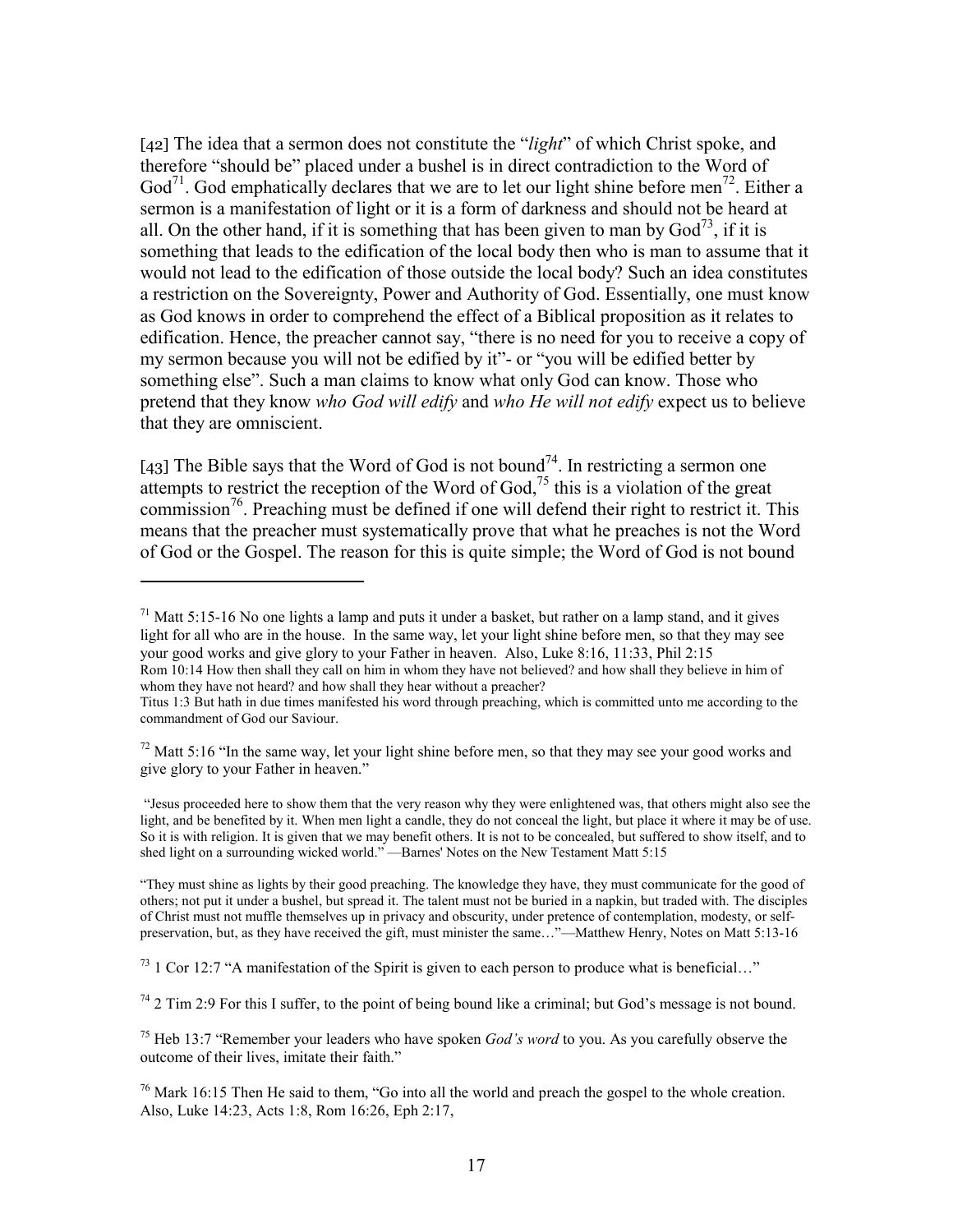[42] The idea that a sermon does not constitute the "*light*" of which Christ spoke, and therefore "should be" placed under a bushel is in direct contradiction to the Word of God[71]. God emphatically declares that we are to let our light shine before men[72]. Either a sermon is a manifestation of light or it is a form of darkness and should not be heard at all. On the other hand, if it is something that has been given to man by God[73], if it is something that leads to the edification of the local body then who is man to assume that it would not lead to the edification of those outside the local body? Such an idea constitutes a restriction on the Sovereignty, Power and Authority of God. Essentially, one must know as God knows in order to comprehend the effect of a Biblical proposition as it relates to edification. Hence, the preacher cannot say, "there is no need for you to receive a copy of my sermon because you will not be edified by it"- or "you will be edified better by something else". Such a man claims to know what only God can know. Those who pretend that they know *who God will edify* and *who He will not edify* expect us to believe that they are omniscient.

[43] The Bible says that the Word of God is not bound[74]. In restricting a sermon one attempts to restrict the reception of the Word of God,[75] this is a violation of the great commission[76]. Preaching must be defined if one will defend their right to restrict it. This means that the preacher must systematically prove that what he preaches is not the Word of God or the Gospel. The reason for this is quite simple; the Word of God is not bound

---

[71] Matt 5:15-16 No one lights a lamp and puts it under a basket, but rather on a lamp stand, and it gives light for all who are in the house. In the same way, let your light shine before men, so that they may see your good works and give glory to your Father in heaven. Also, Luke 8:16, 11:33, Phil 2:15
Rom 10:14 How then shall they call on him in whom they have not believed? and how shall they believe in him of whom they have not heard? and how shall they hear without a preacher?
Titus 1:3 But hath in due times manifested his word through preaching, which is committed unto me according to the commandment of God our Saviour.

[72] Matt 5:16 "In the same way, let your light shine before men, so that they may see your good works and give glory to your Father in heaven."

"Jesus proceeded here to show them that the very reason why they were enlightened was, that others might also see the light, and be benefited by it. When men light a candle, they do not conceal the light, but place it where it may be of use. So it is with religion. It is given that we may benefit others. It is not to be concealed, but suffered to show itself, and to shed light on a surrounding wicked world." —Barnes' Notes on the New Testament Matt 5:15

"They must shine as lights by their good preaching. The knowledge they have, they must communicate for the good of others; not put it under a bushel, but spread it. The talent must not be buried in a napkin, but traded with. The disciples of Christ must not muffle themselves up in privacy and obscurity, under pretence of contemplation, modesty, or self-preservation, but, as they have received the gift, must minister the same…"—Matthew Henry, Notes on Matt 5:13-16

[73] 1 Cor 12:7 "A manifestation of the Spirit is given to each person to produce what is beneficial…"

[74] 2 Tim 2:9 For this I suffer, to the point of being bound like a criminal; but God's message is not bound.

[75] Heb 13:7 "Remember your leaders who have spoken *God's word* to you. As you carefully observe the outcome of their lives, imitate their faith."

[76] Mark 16:15 Then He said to them, "Go into all the world and preach the gospel to the whole creation. Also, Luke 14:23, Acts 1:8, Rom 16:26, Eph 2:17,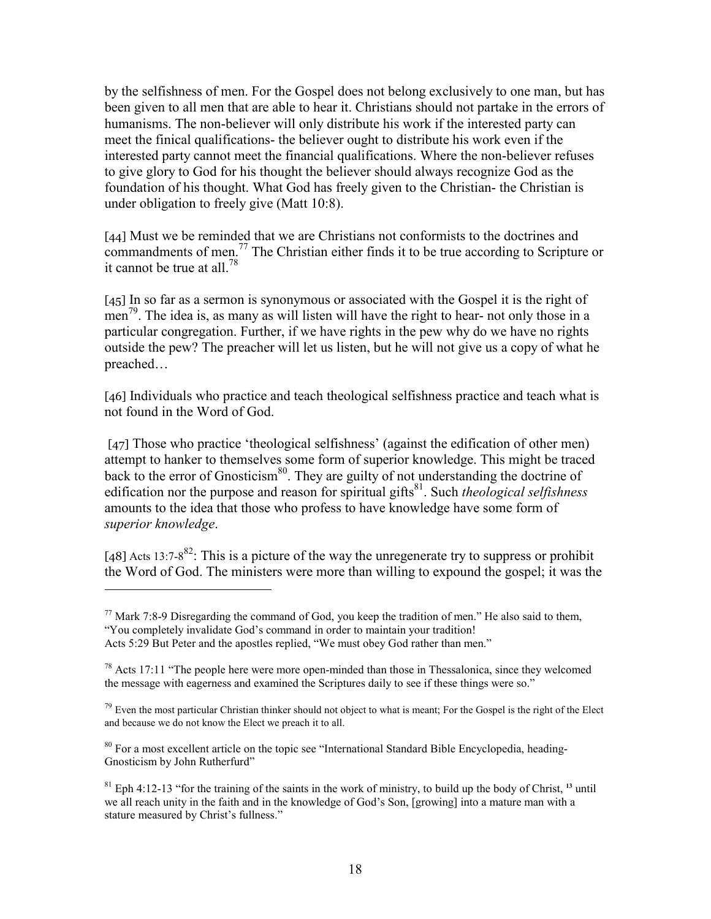by the selfishness of men. For the Gospel does not belong exclusively to one man, but has been given to all men that are able to hear it. Christians should not partake in the errors of humanisms. The non-believer will only distribute his work if the interested party can meet the finical qualifications- the believer ought to distribute his work even if the interested party cannot meet the financial qualifications. Where the non-believer refuses to give glory to God for his thought the believer should always recognize God as the foundation of his thought. What God has freely given to the Christian- the Christian is under obligation to freely give (Matt 10:8).

[44] Must we be reminded that we are Christians not conformists to the doctrines and commandments of men.[77] The Christian either finds it to be true according to Scripture or it cannot be true at all.[78]

[45] In so far as a sermon is synonymous or associated with the Gospel it is the right of men[79]. The idea is, as many as will listen will have the right to hear- not only those in a particular congregation. Further, if we have rights in the pew why do we have no rights outside the pew? The preacher will let us listen, but he will not give us a copy of what he preached…

[46] Individuals who practice and teach theological selfishness practice and teach what is not found in the Word of God.

[47] Those who practice 'theological selfishness' (against the edification of other men) attempt to hanker to themselves some form of superior knowledge. This might be traced back to the error of Gnosticism[80]. They are guilty of not understanding the doctrine of edification nor the purpose and reason for spiritual gifts[81]. Such *theological selfishness* amounts to the idea that those who profess to have knowledge have some form of *superior knowledge*.

[48] Acts 13:7-8[82]: This is a picture of the way the unregenerate try to suppress or prohibit the Word of God. The ministers were more than willing to expound the gospel; it was the

---

[77] Mark 7:8-9 Disregarding the command of God, you keep the tradition of men." He also said to them, "You completely invalidate God's command in order to maintain your tradition!
Acts 5:29 But Peter and the apostles replied, "We must obey God rather than men."

[78] Acts 17:11 "The people here were more open-minded than those in Thessalonica, since they welcomed the message with eagerness and examined the Scriptures daily to see if these things were so."

[79] Even the most particular Christian thinker should not object to what is meant; For the Gospel is the right of the Elect and because we do not know the Elect we preach it to all.

[80] For a most excellent article on the topic see "International Standard Bible Encyclopedia, heading- Gnosticism by John Rutherfurd"

[81] Eph 4:12-13 "for the training of the saints in the work of ministry, to build up the body of Christ, **13** until we all reach unity in the faith and in the knowledge of God's Son, [growing] into a mature man with a stature measured by Christ's fullness."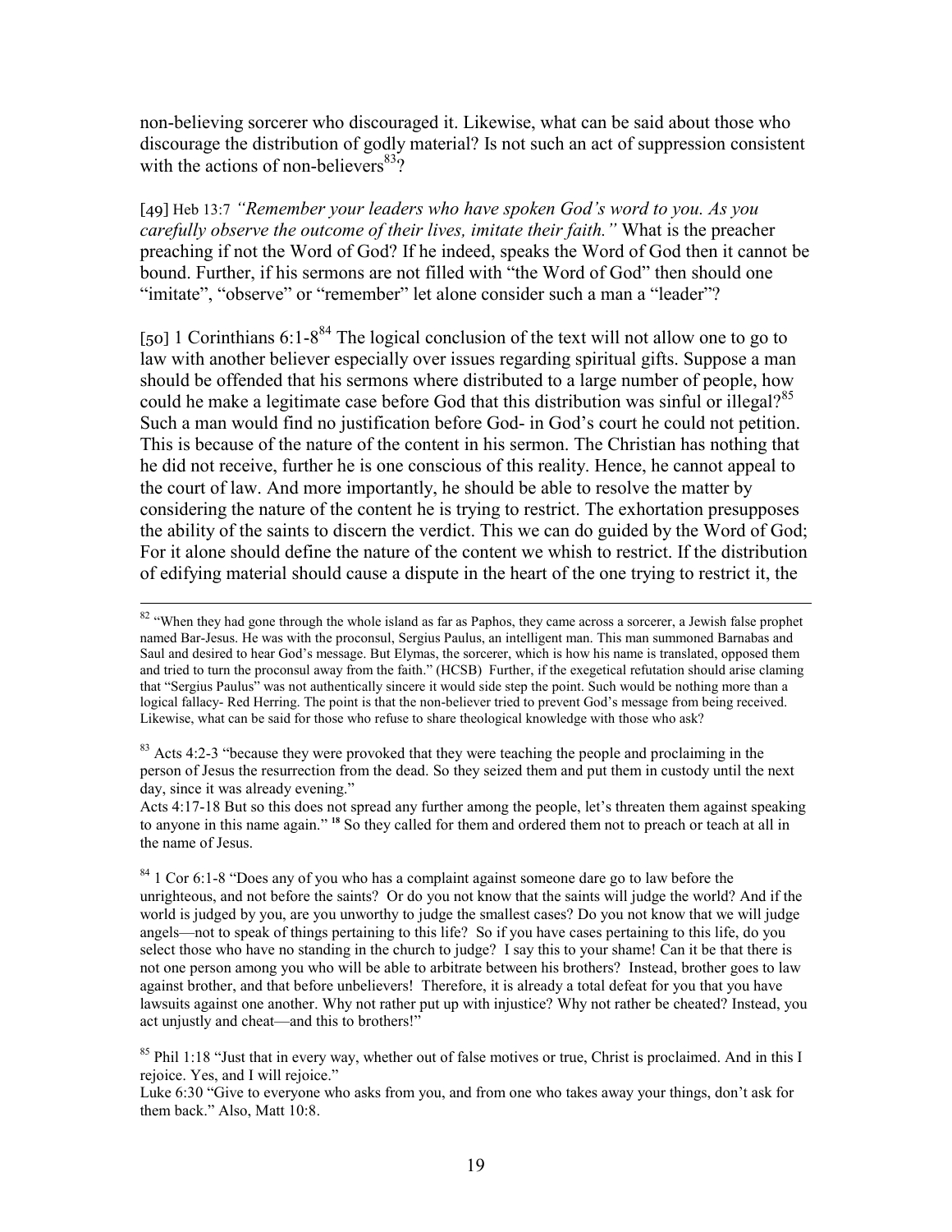non-believing sorcerer who discouraged it. Likewise, what can be said about those who discourage the distribution of godly material? Is not such an act of suppression consistent with the actions of non-believers[83]?

[49] Heb 13:7 *"Remember your leaders who have spoken God's word to you. As you carefully observe the outcome of their lives, imitate their faith."* What is the preacher preaching if not the Word of God? If he indeed, speaks the Word of God then it cannot be bound. Further, if his sermons are not filled with "the Word of God" then should one "imitate", "observe" or "remember" let alone consider such a man a "leader"?

[50] 1 Corinthians 6:1-8[84] The logical conclusion of the text will not allow one to go to law with another believer especially over issues regarding spiritual gifts. Suppose a man should be offended that his sermons where distributed to a large number of people, how could he make a legitimate case before God that this distribution was sinful or illegal?[85] Such a man would find no justification before God- in God's court he could not petition. This is because of the nature of the content in his sermon. The Christian has nothing that he did not receive, further he is one conscious of this reality. Hence, he cannot appeal to the court of law. And more importantly, he should be able to resolve the matter by considering the nature of the content he is trying to restrict. The exhortation presupposes the ability of the saints to discern the verdict. This we can do guided by the Word of God; For it alone should define the nature of the content we whish to restrict. If the distribution of edifying material should cause a dispute in the heart of the one trying to restrict it, the

---

[82] "When they had gone through the whole island as far as Paphos, they came across a sorcerer, a Jewish false prophet named Bar-Jesus. He was with the proconsul, Sergius Paulus, an intelligent man. This man summoned Barnabas and Saul and desired to hear God's message. But Elymas, the sorcerer, which is how his name is translated, opposed them and tried to turn the proconsul away from the faith." (HCSB) Further, if the exegetical refutation should arise claming that "Sergius Paulus" was not authentically sincere it would side step the point. Such would be nothing more than a logical fallacy- Red Herring. The point is that the non-believer tried to prevent God's message from being received. Likewise, what can be said for those who refuse to share theological knowledge with those who ask?

[83] Acts 4:2-3 "because they were provoked that they were teaching the people and proclaiming in the person of Jesus the resurrection from the dead. So they seized them and put them in custody until the next day, since it was already evening."

Acts 4:17-18 But so this does not spread any further among the people, let's threaten them against speaking to anyone in this name again." **18** So they called for them and ordered them not to preach or teach at all in the name of Jesus.

[84] 1 Cor 6:1-8 "Does any of you who has a complaint against someone dare go to law before the unrighteous, and not before the saints? Or do you not know that the saints will judge the world? And if the world is judged by you, are you unworthy to judge the smallest cases? Do you not know that we will judge angels—not to speak of things pertaining to this life? So if you have cases pertaining to this life, do you select those who have no standing in the church to judge? I say this to your shame! Can it be that there is not one person among you who will be able to arbitrate between his brothers? Instead, brother goes to law against brother, and that before unbelievers! Therefore, it is already a total defeat for you that you have lawsuits against one another. Why not rather put up with injustice? Why not rather be cheated? Instead, you act unjustly and cheat—and this to brothers!"

[85] Phil 1:18 "Just that in every way, whether out of false motives or true, Christ is proclaimed. And in this I rejoice. Yes, and I will rejoice."

Luke 6:30 "Give to everyone who asks from you, and from one who takes away your things, don't ask for them back." Also, Matt 10:8.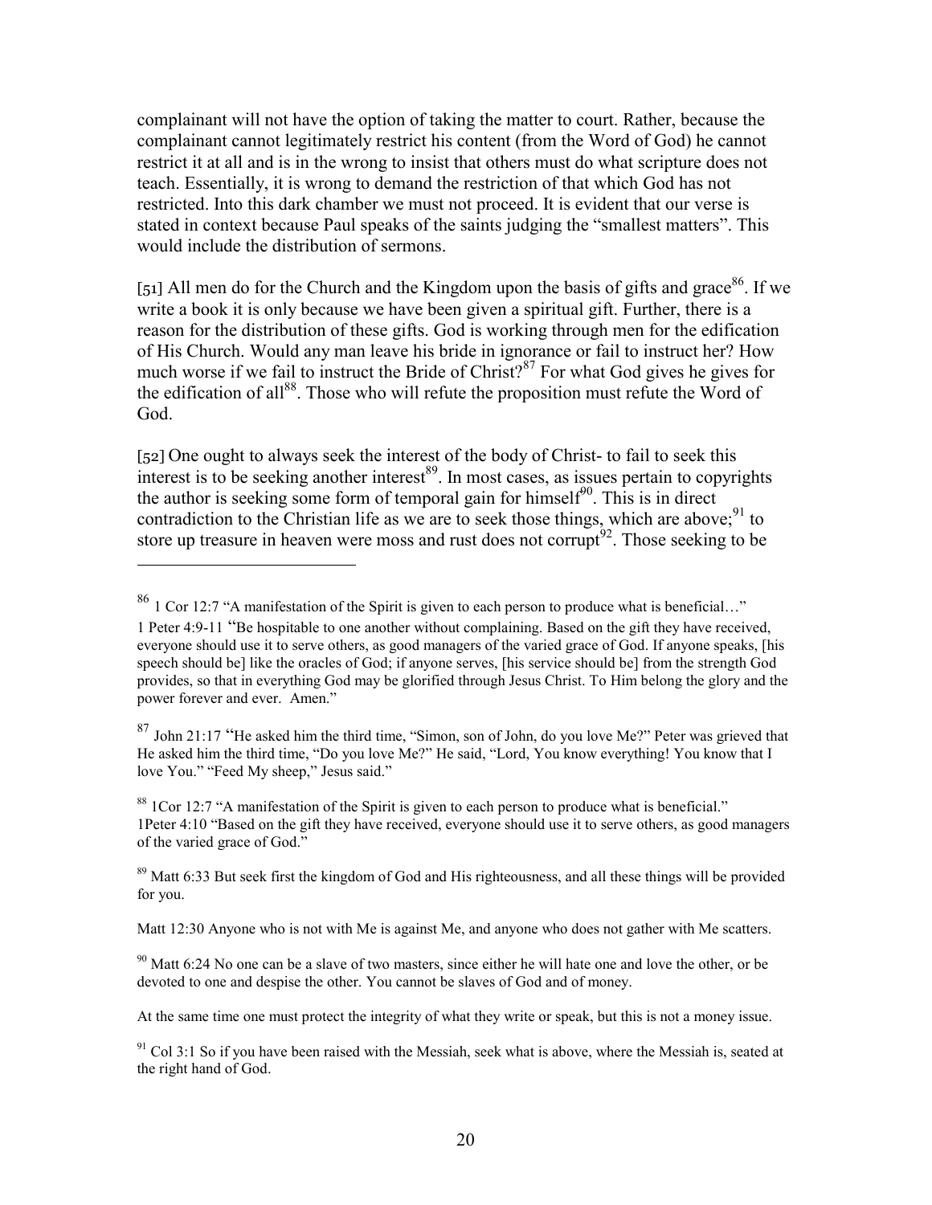complainant will not have the option of taking the matter to court. Rather, because the complainant cannot legitimately restrict his content (from the Word of God) he cannot restrict it at all and is in the wrong to insist that others must do what scripture does not teach. Essentially, it is wrong to demand the restriction of that which God has not restricted. Into this dark chamber we must not proceed. It is evident that our verse is stated in context because Paul speaks of the saints judging the "smallest matters". This would include the distribution of sermons.

[51] All men do for the Church and the Kingdom upon the basis of gifts and grace[86]. If we write a book it is only because we have been given a spiritual gift. Further, there is a reason for the distribution of these gifts. God is working through men for the edification of His Church. Would any man leave his bride in ignorance or fail to instruct her? How much worse if we fail to instruct the Bride of Christ?[87] For what God gives he gives for the edification of all[88]. Those who will refute the proposition must refute the Word of God.

[52] One ought to always seek the interest of the body of Christ- to fail to seek this interest is to be seeking another interest[89]. In most cases, as issues pertain to copyrights the author is seeking some form of temporal gain for himself[90]. This is in direct contradiction to the Christian life as we are to seek those things, which are above;[91] to store up treasure in heaven were moss and rust does not corrupt[92]. Those seeking to be

---

[86] 1 Cor 12:7 "A manifestation of the Spirit is given to each person to produce what is beneficial…"
1 Peter 4:9-11 "Be hospitable to one another without complaining. Based on the gift they have received, everyone should use it to serve others, as good managers of the varied grace of God. If anyone speaks, [his speech should be] like the oracles of God; if anyone serves, [his service should be] from the strength God provides, so that in everything God may be glorified through Jesus Christ. To Him belong the glory and the power forever and ever. Amen."

[87] John 21:17 "He asked him the third time, "Simon, son of John, do you love Me?" Peter was grieved that He asked him the third time, "Do you love Me?" He said, "Lord, You know everything! You know that I love You." "Feed My sheep," Jesus said."

[88] 1Cor 12:7 "A manifestation of the Spirit is given to each person to produce what is beneficial."
1Peter 4:10 "Based on the gift they have received, everyone should use it to serve others, as good managers of the varied grace of God."

[89] Matt 6:33 But seek first the kingdom of God and His righteousness, and all these things will be provided for you.

Matt 12:30 Anyone who is not with Me is against Me, and anyone who does not gather with Me scatters.

[90] Matt 6:24 No one can be a slave of two masters, since either he will hate one and love the other, or be devoted to one and despise the other. You cannot be slaves of God and of money.

At the same time one must protect the integrity of what they write or speak, but this is not a money issue.

[91] Col 3:1 So if you have been raised with the Messiah, seek what is above, where the Messiah is, seated at the right hand of God.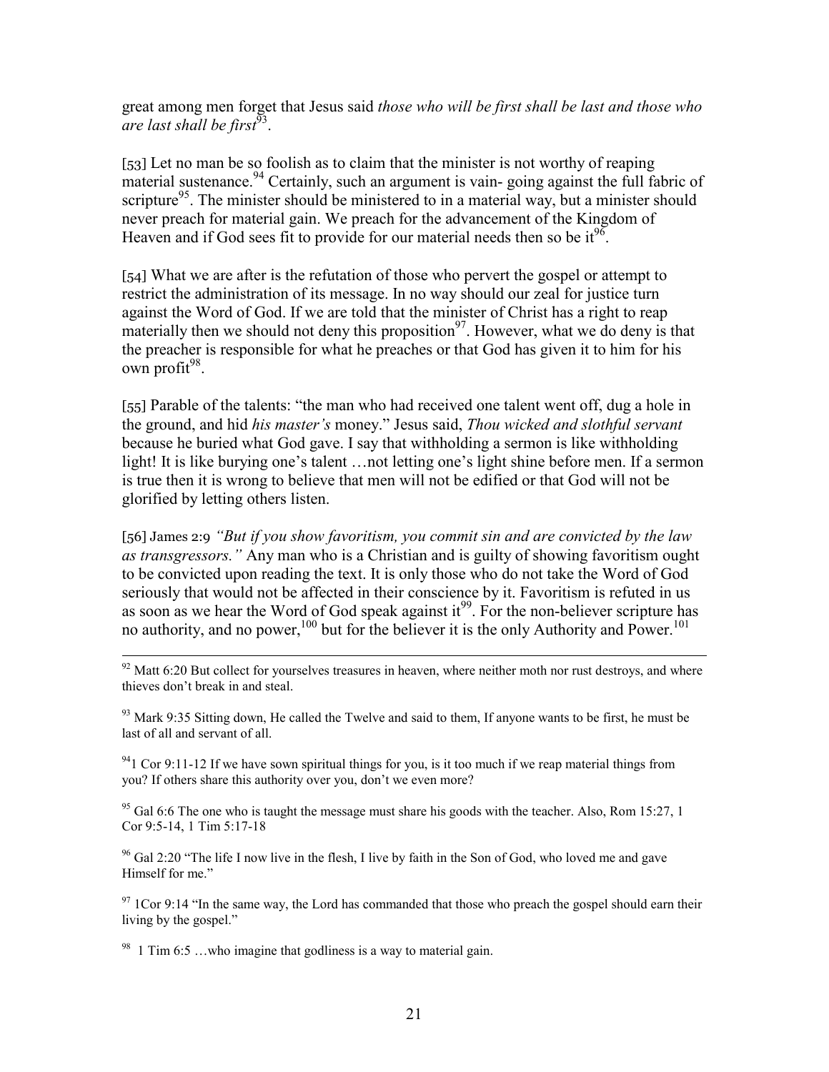great among men forget that Jesus said *those who will be first shall be last and those who are last shall be first*[93].

[53] Let no man be so foolish as to claim that the minister is not worthy of reaping material sustenance.[94] Certainly, such an argument is vain- going against the full fabric of scripture[95]. The minister should be ministered to in a material way, but a minister should never preach for material gain. We preach for the advancement of the Kingdom of Heaven and if God sees fit to provide for our material needs then so be it[96].

[54] What we are after is the refutation of those who pervert the gospel or attempt to restrict the administration of its message. In no way should our zeal for justice turn against the Word of God. If we are told that the minister of Christ has a right to reap materially then we should not deny this proposition[97]. However, what we do deny is that the preacher is responsible for what he preaches or that God has given it to him for his own profit[98].

[55] Parable of the talents: "the man who had received one talent went off, dug a hole in the ground, and hid *his master's* money." Jesus said, *Thou wicked and slothful servant* because he buried what God gave. I say that withholding a sermon is like withholding light! It is like burying one's talent …not letting one's light shine before men. If a sermon is true then it is wrong to believe that men will not be edified or that God will not be glorified by letting others listen.

[56] James 2:9 *"But if you show favoritism, you commit sin and are convicted by the law as transgressors."* Any man who is a Christian and is guilty of showing favoritism ought to be convicted upon reading the text. It is only those who do not take the Word of God seriously that would not be affected in their conscience by it. Favoritism is refuted in us as soon as we hear the Word of God speak against it[99]. For the non-believer scripture has no authority, and no power,[100] but for the believer it is the only Authority and Power.[101]

---

[92] Matt 6:20 But collect for yourselves treasures in heaven, where neither moth nor rust destroys, and where thieves don't break in and steal.

[93] Mark 9:35 Sitting down, He called the Twelve and said to them, If anyone wants to be first, he must be last of all and servant of all.

[94] 1 Cor 9:11-12 If we have sown spiritual things for you, is it too much if we reap material things from you? If others share this authority over you, don't we even more?

[95] Gal 6:6 The one who is taught the message must share his goods with the teacher. Also, Rom 15:27, 1 Cor 9:5-14, 1 Tim 5:17-18

[96] Gal 2:20 "The life I now live in the flesh, I live by faith in the Son of God, who loved me and gave Himself for me."

[97] 1Cor 9:14 "In the same way, the Lord has commanded that those who preach the gospel should earn their living by the gospel."

[98] 1 Tim 6:5 …who imagine that godliness is a way to material gain.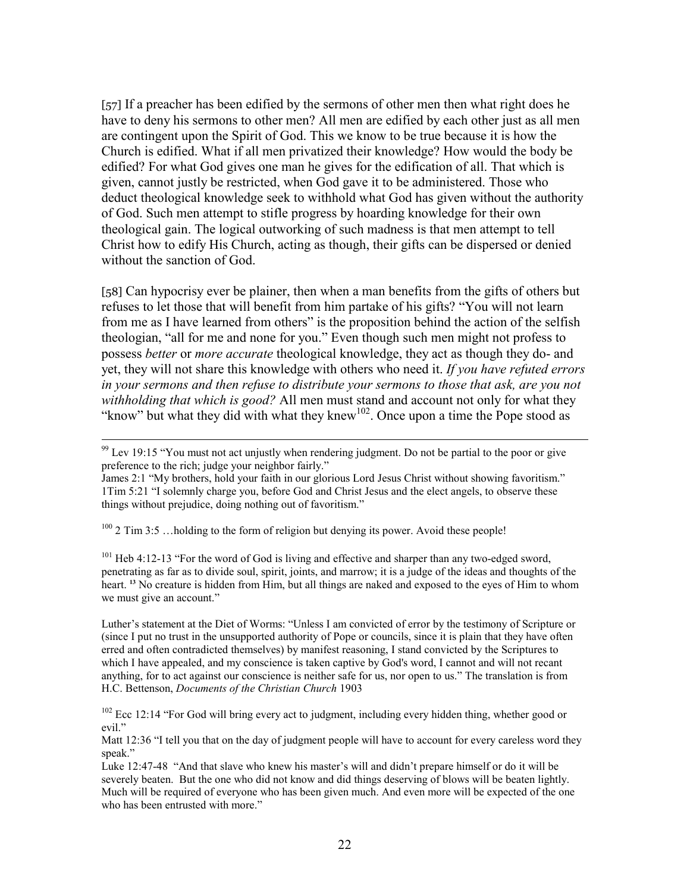[57] If a preacher has been edified by the sermons of other men then what right does he have to deny his sermons to other men? All men are edified by each other just as all men are contingent upon the Spirit of God. This we know to be true because it is how the Church is edified. What if all men privatized their knowledge? How would the body be edified? For what God gives one man he gives for the edification of all. That which is given, cannot justly be restricted, when God gave it to be administered. Those who deduct theological knowledge seek to withhold what God has given without the authority of God. Such men attempt to stifle progress by hoarding knowledge for their own theological gain. The logical outworking of such madness is that men attempt to tell Christ how to edify His Church, acting as though, their gifts can be dispersed or denied without the sanction of God.

[58] Can hypocrisy ever be plainer, then when a man benefits from the gifts of others but refuses to let those that will benefit from him partake of his gifts? "You will not learn from me as I have learned from others" is the proposition behind the action of the selfish theologian, "all for me and none for you." Even though such men might not profess to possess *better* or *more accurate* theological knowledge, they act as though they do- and yet, they will not share this knowledge with others who need it. *If you have refuted errors in your sermons and then refuse to distribute your sermons to those that ask, are you not withholding that which is good?* All men must stand and account not only for what they "know" but what they did with what they knew[102]. Once upon a time the Pope stood as

---

[99] Lev 19:15 "You must not act unjustly when rendering judgment. Do not be partial to the poor or give preference to the rich; judge your neighbor fairly."
James 2:1 "My brothers, hold your faith in our glorious Lord Jesus Christ without showing favoritism."
1Tim 5:21 "I solemnly charge you, before God and Christ Jesus and the elect angels, to observe these things without prejudice, doing nothing out of favoritism."

[100] 2 Tim 3:5 …holding to the form of religion but denying its power. Avoid these people!

[101] Heb 4:12-13 "For the word of God is living and effective and sharper than any two-edged sword, penetrating as far as to divide soul, spirit, joints, and marrow; it is a judge of the ideas and thoughts of the heart. **13** No creature is hidden from Him, but all things are naked and exposed to the eyes of Him to whom we must give an account."

Luther's statement at the Diet of Worms: "Unless I am convicted of error by the testimony of Scripture or (since I put no trust in the unsupported authority of Pope or councils, since it is plain that they have often erred and often contradicted themselves) by manifest reasoning, I stand convicted by the Scriptures to which I have appealed, and my conscience is taken captive by God's word, I cannot and will not recant anything, for to act against our conscience is neither safe for us, nor open to us." The translation is from H.C. Bettenson, *Documents of the Christian Church* 1903

[102] Ecc 12:14 "For God will bring every act to judgment, including every hidden thing, whether good or evil."
Matt 12:36 "I tell you that on the day of judgment people will have to account for every careless word they speak."
Luke 12:47-48 "And that slave who knew his master's will and didn't prepare himself or do it will be severely beaten. But the one who did not know and did things deserving of blows will be beaten lightly. Much will be required of everyone who has been given much. And even more will be expected of the one who has been entrusted with more."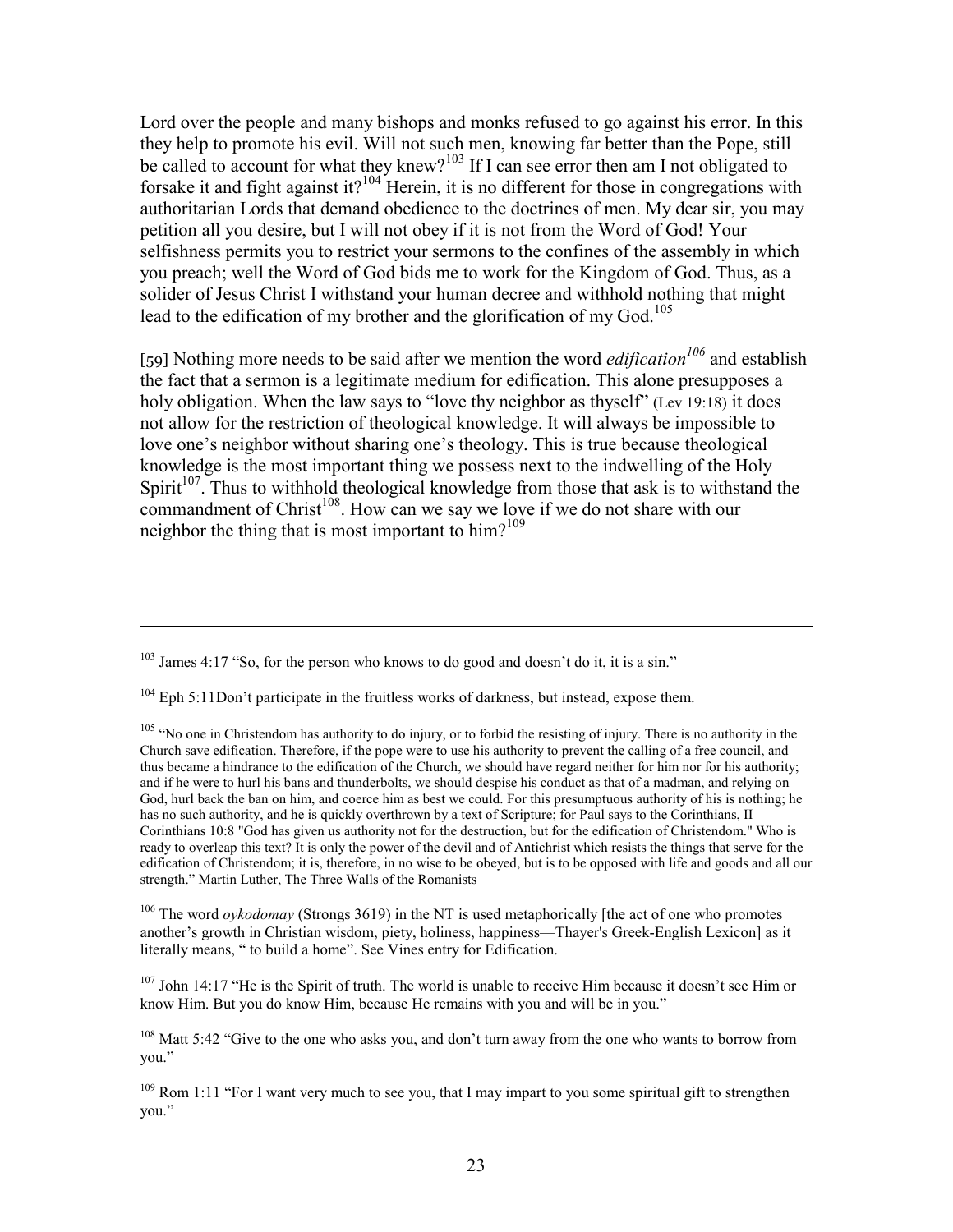Lord over the people and many bishops and monks refused to go against his error. In this they help to promote his evil. Will not such men, knowing far better than the Pope, still be called to account for what they knew?[103] If I can see error then am I not obligated to forsake it and fight against it?[104] Herein, it is no different for those in congregations with authoritarian Lords that demand obedience to the doctrines of men. My dear sir, you may petition all you desire, but I will not obey if it is not from the Word of God! Your selfishness permits you to restrict your sermons to the confines of the assembly in which you preach; well the Word of God bids me to work for the Kingdom of God. Thus, as a solider of Jesus Christ I withstand your human decree and withhold nothing that might lead to the edification of my brother and the glorification of my God.[105]

[59] Nothing more needs to be said after we mention the word *edification*[106] and establish the fact that a sermon is a legitimate medium for edification. This alone presupposes a holy obligation. When the law says to "love thy neighbor as thyself" (Lev 19:18) it does not allow for the restriction of theological knowledge. It will always be impossible to love one's neighbor without sharing one's theology. This is true because theological knowledge is the most important thing we possess next to the indwelling of the Holy Spirit[107]. Thus to withhold theological knowledge from those that ask is to withstand the commandment of Christ[108]. How can we say we love if we do not share with our neighbor the thing that is most important to him?[109]

---

[103] James 4:17 "So, for the person who knows to do good and doesn't do it, it is a sin."

[104] Eph 5:11Don't participate in the fruitless works of darkness, but instead, expose them.

[105] "No one in Christendom has authority to do injury, or to forbid the resisting of injury. There is no authority in the Church save edification. Therefore, if the pope were to use his authority to prevent the calling of a free council, and thus became a hindrance to the edification of the Church, we should have regard neither for him nor for his authority; and if he were to hurl his bans and thunderbolts, we should despise his conduct as that of a madman, and relying on God, hurl back the ban on him, and coerce him as best we could. For this presumptuous authority of his is nothing; he has no such authority, and he is quickly overthrown by a text of Scripture; for Paul says to the Corinthians, II Corinthians 10:8 "God has given us authority not for the destruction, but for the edification of Christendom." Who is ready to overleap this text? It is only the power of the devil and of Antichrist which resists the things that serve for the edification of Christendom; it is, therefore, in no wise to be obeyed, but is to be opposed with life and goods and all our strength." Martin Luther, The Three Walls of the Romanists

[106] The word *oykodomay* (Strongs 3619) in the NT is used metaphorically [the act of one who promotes another's growth in Christian wisdom, piety, holiness, happiness—Thayer's Greek-English Lexicon] as it literally means, " to build a home". See Vines entry for Edification.

[107] John 14:17 "He is the Spirit of truth. The world is unable to receive Him because it doesn't see Him or know Him. But you do know Him, because He remains with you and will be in you."

[108] Matt 5:42 "Give to the one who asks you, and don't turn away from the one who wants to borrow from you."

[109] Rom 1:11 "For I want very much to see you, that I may impart to you some spiritual gift to strengthen you."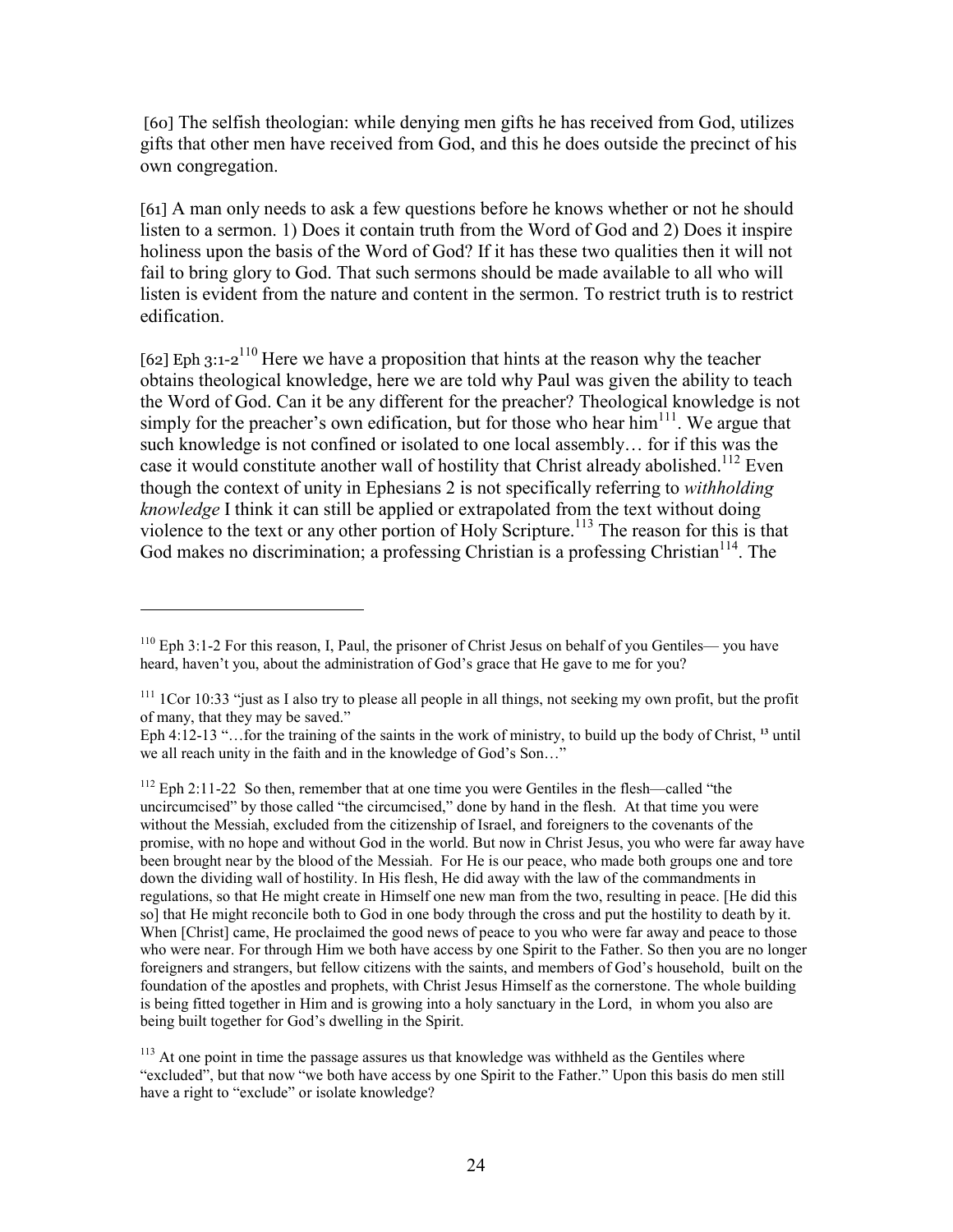[60] The selfish theologian: while denying men gifts he has received from God, utilizes gifts that other men have received from God, and this he does outside the precinct of his own congregation.

[61] A man only needs to ask a few questions before he knows whether or not he should listen to a sermon. 1) Does it contain truth from the Word of God and 2) Does it inspire holiness upon the basis of the Word of God? If it has these two qualities then it will not fail to bring glory to God. That such sermons should be made available to all who will listen is evident from the nature and content in the sermon. To restrict truth is to restrict edification.

[62] Eph 3:1-2[110] Here we have a proposition that hints at the reason why the teacher obtains theological knowledge, here we are told why Paul was given the ability to teach the Word of God. Can it be any different for the preacher? Theological knowledge is not simply for the preacher's own edification, but for those who hear him[111]. We argue that such knowledge is not confined or isolated to one local assembly… for if this was the case it would constitute another wall of hostility that Christ already abolished.[112] Even though the context of unity in Ephesians 2 is not specifically referring to *withholding knowledge* I think it can still be applied or extrapolated from the text without doing violence to the text or any other portion of Holy Scripture.[113] The reason for this is that God makes no discrimination; a professing Christian is a professing Christian[114]. The

---

[110] Eph 3:1-2 For this reason, I, Paul, the prisoner of Christ Jesus on behalf of you Gentiles— you have heard, haven't you, about the administration of God's grace that He gave to me for you?

[111] 1Cor 10:33 "just as I also try to please all people in all things, not seeking my own profit, but the profit of many, that they may be saved."
Eph 4:12-13 "…for the training of the saints in the work of ministry, to build up the body of Christ, **13** until we all reach unity in the faith and in the knowledge of God's Son…"

[112] Eph 2:11-22 So then, remember that at one time you were Gentiles in the flesh—called "the uncircumcised" by those called "the circumcised," done by hand in the flesh. At that time you were without the Messiah, excluded from the citizenship of Israel, and foreigners to the covenants of the promise, with no hope and without God in the world. But now in Christ Jesus, you who were far away have been brought near by the blood of the Messiah. For He is our peace, who made both groups one and tore down the dividing wall of hostility. In His flesh, He did away with the law of the commandments in regulations, so that He might create in Himself one new man from the two, resulting in peace. [He did this so] that He might reconcile both to God in one body through the cross and put the hostility to death by it. When [Christ] came, He proclaimed the good news of peace to you who were far away and peace to those who were near. For through Him we both have access by one Spirit to the Father. So then you are no longer foreigners and strangers, but fellow citizens with the saints, and members of God's household, built on the foundation of the apostles and prophets, with Christ Jesus Himself as the cornerstone. The whole building is being fitted together in Him and is growing into a holy sanctuary in the Lord, in whom you also are being built together for God's dwelling in the Spirit.

[113] At one point in time the passage assures us that knowledge was withheld as the Gentiles where "excluded", but that now "we both have access by one Spirit to the Father." Upon this basis do men still have a right to "exclude" or isolate knowledge?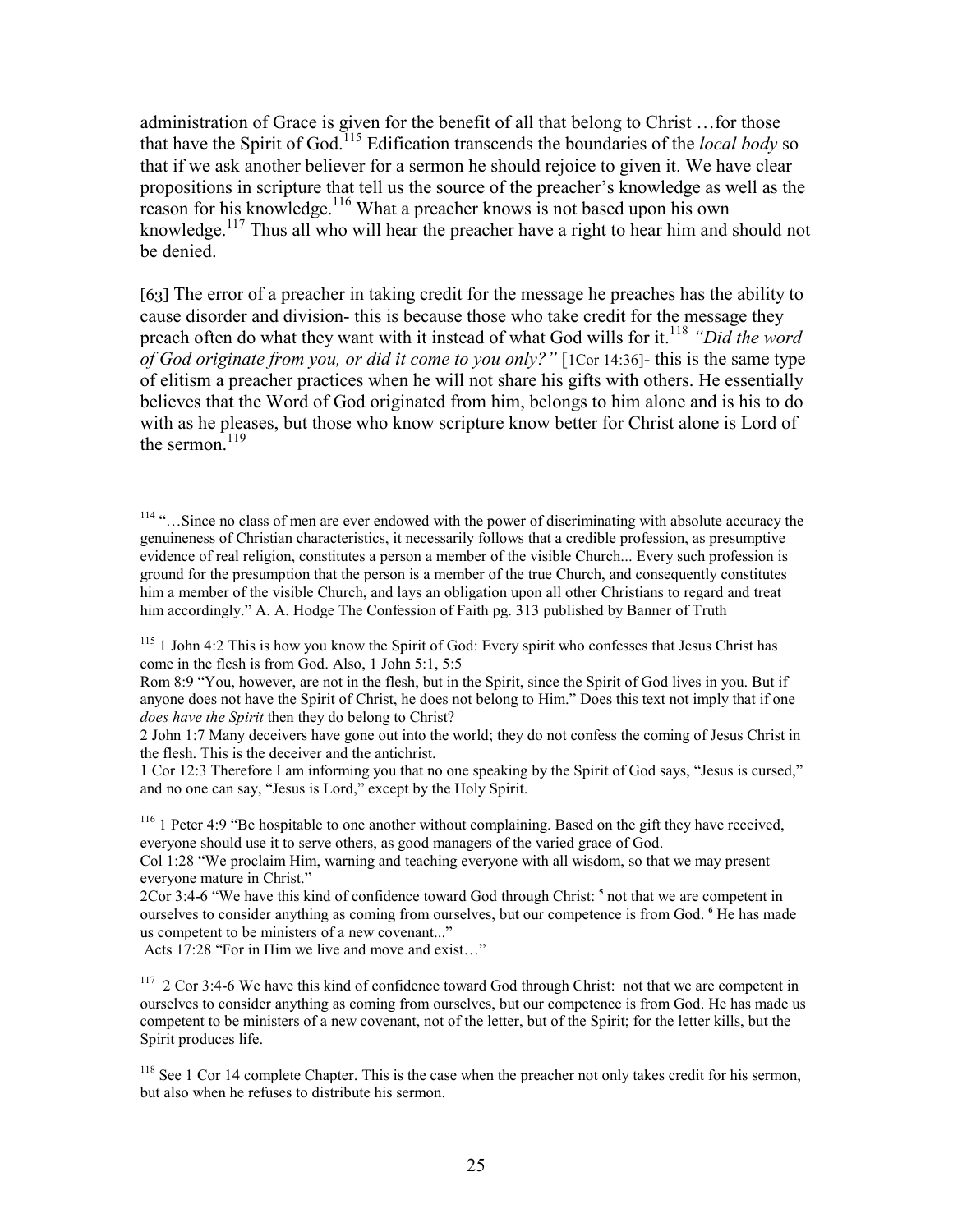administration of Grace is given for the benefit of all that belong to Christ …for those that have the Spirit of God.[115] Edification transcends the boundaries of the *local body* so that if we ask another believer for a sermon he should rejoice to given it. We have clear propositions in scripture that tell us the source of the preacher's knowledge as well as the reason for his knowledge.[116] What a preacher knows is not based upon his own knowledge.[117] Thus all who will hear the preacher have a right to hear him and should not be denied.

[63] The error of a preacher in taking credit for the message he preaches has the ability to cause disorder and division- this is because those who take credit for the message they preach often do what they want with it instead of what God wills for it.[118] *"Did the word of God originate from you, or did it come to you only?"* [1Cor 14:36]- this is the same type of elitism a preacher practices when he will not share his gifts with others. He essentially believes that the Word of God originated from him, belongs to him alone and is his to do with as he pleases, but those who know scripture know better for Christ alone is Lord of the sermon.[119]

---

[114] "…Since no class of men are ever endowed with the power of discriminating with absolute accuracy the genuineness of Christian characteristics, it necessarily follows that a credible profession, as presumptive evidence of real religion, constitutes a person a member of the visible Church... Every such profession is ground for the presumption that the person is a member of the true Church, and consequently constitutes him a member of the visible Church, and lays an obligation upon all other Christians to regard and treat him accordingly." A. A. Hodge The Confession of Faith pg. 313 published by Banner of Truth

[115] 1 John 4:2 This is how you know the Spirit of God: Every spirit who confesses that Jesus Christ has come in the flesh is from God. Also, 1 John 5:1, 5:5

Rom 8:9 "You, however, are not in the flesh, but in the Spirit, since the Spirit of God lives in you. But if anyone does not have the Spirit of Christ, he does not belong to Him." Does this text not imply that if one *does have the Spirit* then they do belong to Christ?

2 John 1:7 Many deceivers have gone out into the world; they do not confess the coming of Jesus Christ in the flesh. This is the deceiver and the antichrist.

1 Cor 12:3 Therefore I am informing you that no one speaking by the Spirit of God says, "Jesus is cursed," and no one can say, "Jesus is Lord," except by the Holy Spirit.

[116] 1 Peter 4:9 "Be hospitable to one another without complaining. Based on the gift they have received, everyone should use it to serve others, as good managers of the varied grace of God.

Col 1:28 "We proclaim Him, warning and teaching everyone with all wisdom, so that we may present everyone mature in Christ."

2Cor 3:4-6 "We have this kind of confidence toward God through Christ: [5] not that we are competent in ourselves to consider anything as coming from ourselves, but our competence is from God. [6] He has made us competent to be ministers of a new covenant..."

Acts 17:28 "For in Him we live and move and exist…"

[117] 2 Cor 3:4-6 We have this kind of confidence toward God through Christ: not that we are competent in ourselves to consider anything as coming from ourselves, but our competence is from God. He has made us competent to be ministers of a new covenant, not of the letter, but of the Spirit; for the letter kills, but the Spirit produces life.

[118] See 1 Cor 14 complete Chapter. This is the case when the preacher not only takes credit for his sermon, but also when he refuses to distribute his sermon.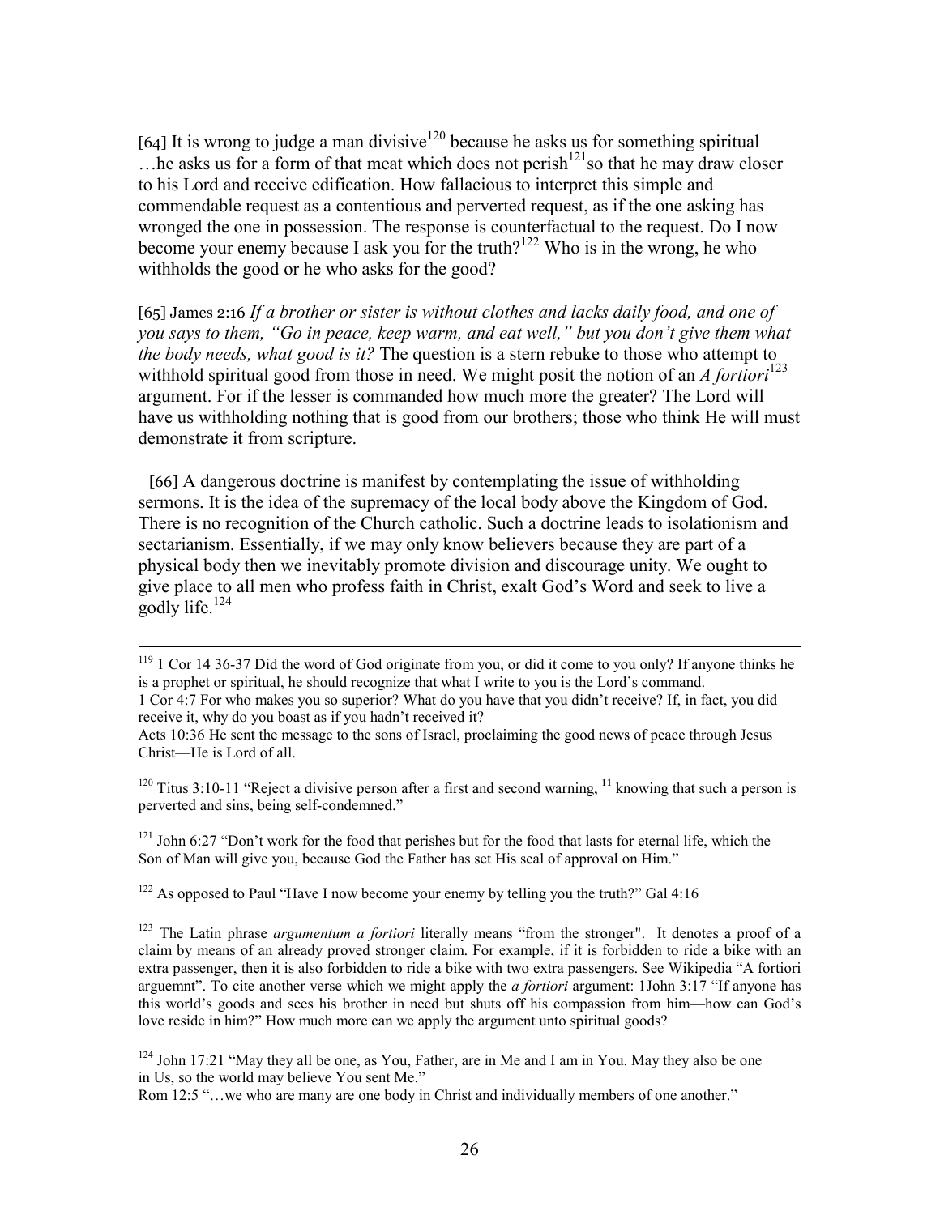[64] It is wrong to judge a man divisive[120] because he asks us for something spiritual …he asks us for a form of that meat which does not perish[121] so that he may draw closer to his Lord and receive edification. How fallacious to interpret this simple and commendable request as a contentious and perverted request, as if the one asking has wronged the one in possession. The response is counterfactual to the request. Do I now become your enemy because I ask you for the truth?[122] Who is in the wrong, he who withholds the good or he who asks for the good?

[65] James 2:16 *If a brother or sister is without clothes and lacks daily food, and one of you says to them, "Go in peace, keep warm, and eat well," but you don't give them what the body needs, what good is it?* The question is a stern rebuke to those who attempt to withhold spiritual good from those in need. We might posit the notion of an *A fortiori*[123] argument. For if the lesser is commanded how much more the greater? The Lord will have us withholding nothing that is good from our brothers; those who think He will must demonstrate it from scripture.

[66] A dangerous doctrine is manifest by contemplating the issue of withholding sermons. It is the idea of the supremacy of the local body above the Kingdom of God. There is no recognition of the Church catholic. Such a doctrine leads to isolationism and sectarianism. Essentially, if we may only know believers because they are part of a physical body then we inevitably promote division and discourage unity. We ought to give place to all men who profess faith in Christ, exalt God's Word and seek to live a godly life.[124]

---

[119] 1 Cor 14 36-37 Did the word of God originate from you, or did it come to you only? If anyone thinks he is a prophet or spiritual, he should recognize that what I write to you is the Lord's command.
1 Cor 4:7 For who makes you so superior? What do you have that you didn't receive? If, in fact, you did receive it, why do you boast as if you hadn't received it?
Acts 10:36 He sent the message to the sons of Israel, proclaiming the good news of peace through Jesus Christ—He is Lord of all.

[120] Titus 3:10-11 "Reject a divisive person after a first and second warning, **11** knowing that such a person is perverted and sins, being self-condemned."

[121] John 6:27 "Don't work for the food that perishes but for the food that lasts for eternal life, which the Son of Man will give you, because God the Father has set His seal of approval on Him."

[122] As opposed to Paul "Have I now become your enemy by telling you the truth?" Gal 4:16

[123] The Latin phrase *argumentum a fortiori* literally means "from the stronger". It denotes a proof of a claim by means of an already proved stronger claim. For example, if it is forbidden to ride a bike with an extra passenger, then it is also forbidden to ride a bike with two extra passengers. See Wikipedia "A fortiori arguemnt". To cite another verse which we might apply the *a fortiori* argument: 1John 3:17 "If anyone has this world's goods and sees his brother in need but shuts off his compassion from him—how can God's love reside in him?" How much more can we apply the argument unto spiritual goods?

[124] John 17:21 "May they all be one, as You, Father, are in Me and I am in You. May they also be one in Us, so the world may believe You sent Me."
Rom 12:5 "…we who are many are one body in Christ and individually members of one another."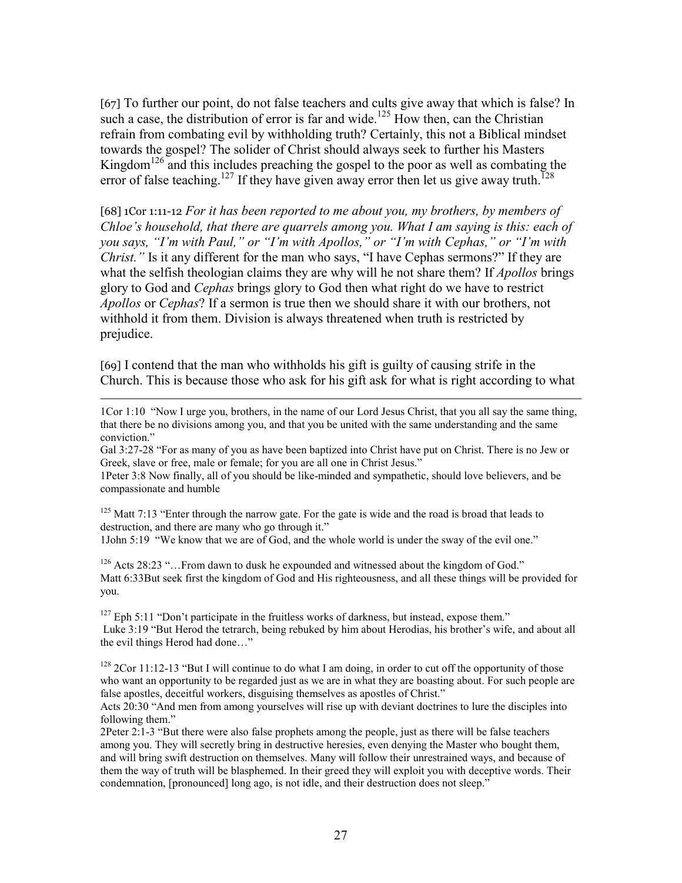[67] To further our point, do not false teachers and cults give away that which is false? In such a case, the distribution of error is far and wide.[125] How then, can the Christian refrain from combating evil by withholding truth? Certainly, this not a Biblical mindset towards the gospel? The solider of Christ should always seek to further his Masters Kingdom[126] and this includes preaching the gospel to the poor as well as combating the error of false teaching.[127] If they have given away error then let us give away truth.[128]

[68] 1Cor 1:11-12 *For it has been reported to me about you, my brothers, by members of Chloe's household, that there are quarrels among you. What I am saying is this: each of you says, "I'm with Paul," or "I'm with Apollos," or "I'm with Cephas," or "I'm with Christ."* Is it any different for the man who says, "I have Cephas sermons?" If they are what the selfish theologian claims they are why will he not share them? If *Apollos* brings glory to God and *Cephas* brings glory to God then what right do we have to restrict *Apollos* or *Cephas*? If a sermon is true then we should share it with our brothers, not withhold it from them. Division is always threatened when truth is restricted by prejudice.

[69] I contend that the man who withholds his gift is guilty of causing strife in the Church. This is because those who ask for his gift ask for what is right according to what

---

1Cor 1:10 "Now I urge you, brothers, in the name of our Lord Jesus Christ, that you all say the same thing, that there be no divisions among you, and that you be united with the same understanding and the same conviction."

Gal 3:27-28 "For as many of you as have been baptized into Christ have put on Christ. There is no Jew or Greek, slave or free, male or female; for you are all one in Christ Jesus."

1Peter 3:8 Now finally, all of you should be like-minded and sympathetic, should love believers, and be compassionate and humble

[125] Matt 7:13 "Enter through the narrow gate. For the gate is wide and the road is broad that leads to destruction, and there are many who go through it."

1John 5:19 "We know that we are of God, and the whole world is under the sway of the evil one."

[126] Acts 28:23 "…From dawn to dusk he expounded and witnessed about the kingdom of God."

Matt 6:33But seek first the kingdom of God and His righteousness, and all these things will be provided for you.

[127] Eph 5:11 "Don't participate in the fruitless works of darkness, but instead, expose them."

Luke 3:19 "But Herod the tetrarch, being rebuked by him about Herodias, his brother's wife, and about all the evil things Herod had done…"

[128] 2Cor 11:12-13 "But I will continue to do what I am doing, in order to cut off the opportunity of those who want an opportunity to be regarded just as we are in what they are boasting about. For such people are false apostles, deceitful workers, disguising themselves as apostles of Christ."

Acts 20:30 "And men from among yourselves will rise up with deviant doctrines to lure the disciples into following them."

2Peter 2:1-3 "But there were also false prophets among the people, just as there will be false teachers among you. They will secretly bring in destructive heresies, even denying the Master who bought them, and will bring swift destruction on themselves. Many will follow their unrestrained ways, and because of them the way of truth will be blasphemed. In their greed they will exploit you with deceptive words. Their condemnation, [pronounced] long ago, is not idle, and their destruction does not sleep."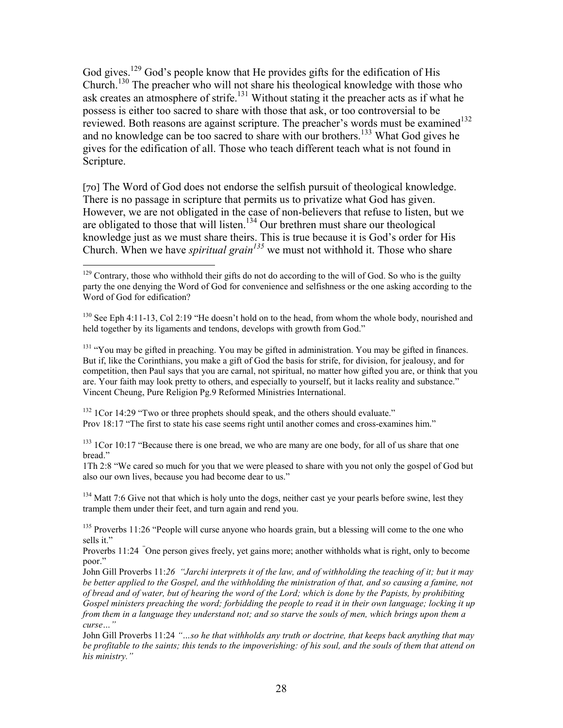God gives.[129] God's people know that He provides gifts for the edification of His Church.[130] The preacher who will not share his theological knowledge with those who ask creates an atmosphere of strife.[131] Without stating it the preacher acts as if what he possess is either too sacred to share with those that ask, or too controversial to be reviewed. Both reasons are against scripture. The preacher's words must be examined[132] and no knowledge can be too sacred to share with our brothers.[133] What God gives he gives for the edification of all. Those who teach different teach what is not found in Scripture.

[70] The Word of God does not endorse the selfish pursuit of theological knowledge. There is no passage in scripture that permits us to privatize what God has given. However, we are not obligated in the case of non-believers that refuse to listen, but we are obligated to those that will listen.[134] Our brethren must share our theological knowledge just as we must share theirs. This is true because it is God's order for His Church. When we have *spiritual grain*[135] we must not withhold it. Those who share

---

[129] Contrary, those who withhold their gifts do not do according to the will of God. So who is the guilty party the one denying the Word of God for convenience and selfishness or the one asking according to the Word of God for edification?

[130] See Eph 4:11-13, Col 2:19 "He doesn't hold on to the head, from whom the whole body, nourished and held together by its ligaments and tendons, develops with growth from God."

[131] "You may be gifted in preaching. You may be gifted in administration. You may be gifted in finances. But if, like the Corinthians, you make a gift of God the basis for strife, for division, for jealousy, and for competition, then Paul says that you are carnal, not spiritual, no matter how gifted you are, or think that you are. Your faith may look pretty to others, and especially to yourself, but it lacks reality and substance." Vincent Cheung, Pure Religion Pg.9 Reformed Ministries International.

[132] 1Cor 14:29 "Two or three prophets should speak, and the others should evaluate."
Prov 18:17 "The first to state his case seems right until another comes and cross-examines him."

[133] 1Cor 10:17 "Because there is one bread, we who are many are one body, for all of us share that one bread."
1Th 2:8 "We cared so much for you that we were pleased to share with you not only the gospel of God but also our own lives, because you had become dear to us."

[134] Matt 7:6 Give not that which is holy unto the dogs, neither cast ye your pearls before swine, lest they trample them under their feet, and turn again and rend you.

[135] Proverbs 11:26 "People will curse anyone who hoards grain, but a blessing will come to the one who sells it."
Proverbs 11:24 "One person gives freely, yet gains more; another withholds what is right, only to become poor."
John Gill Proverbs 11:*26 "Jarchi interprets it of the law, and of withholding the teaching of it; but it may be better applied to the Gospel, and the withholding the ministration of that, and so causing a famine, not of bread and of water, but of hearing the word of the Lord; which is done by the Papists, by prohibiting Gospel ministers preaching the word; forbidding the people to read it in their own language; locking it up from them in a language they understand not; and so starve the souls of men, which brings upon them a curse…"*
John Gill Proverbs 11:24 *"…so he that withholds any truth or doctrine, that keeps back anything that may be profitable to the saints; this tends to the impoverishing: of his soul, and the souls of them that attend on his ministry."*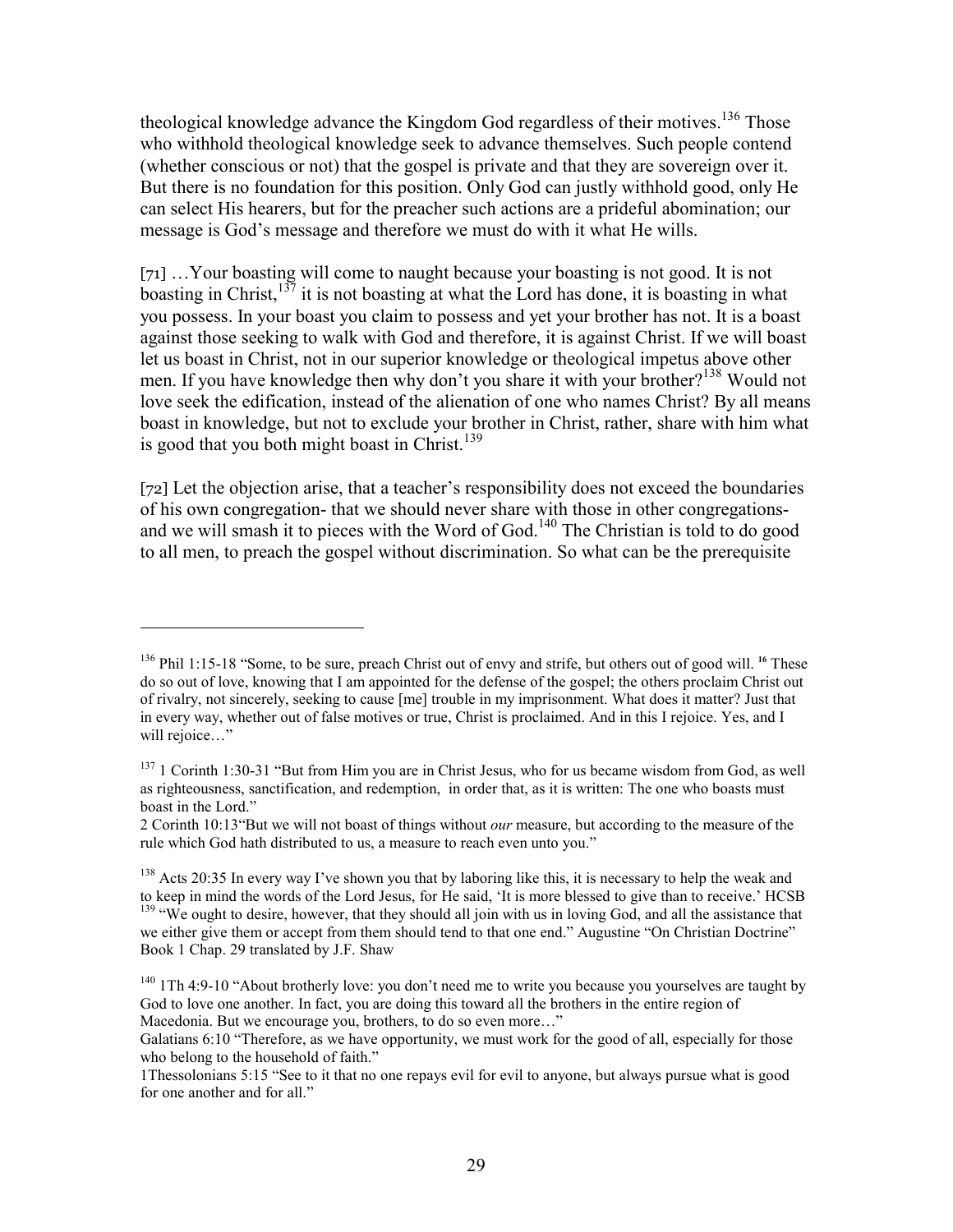theological knowledge advance the Kingdom God regardless of their motives.[136] Those who withhold theological knowledge seek to advance themselves. Such people contend (whether conscious or not) that the gospel is private and that they are sovereign over it. But there is no foundation for this position. Only God can justly withhold good, only He can select His hearers, but for the preacher such actions are a prideful abomination; our message is God's message and therefore we must do with it what He wills.

[71] …Your boasting will come to naught because your boasting is not good. It is not boasting in Christ,[137] it is not boasting at what the Lord has done, it is boasting in what you possess. In your boast you claim to possess and yet your brother has not. It is a boast against those seeking to walk with God and therefore, it is against Christ. If we will boast let us boast in Christ, not in our superior knowledge or theological impetus above other men. If you have knowledge then why don't you share it with your brother?[138] Would not love seek the edification, instead of the alienation of one who names Christ? By all means boast in knowledge, but not to exclude your brother in Christ, rather, share with him what is good that you both might boast in Christ.[139]

[72] Let the objection arise, that a teacher's responsibility does not exceed the boundaries of his own congregation- that we should never share with those in other congregations- and we will smash it to pieces with the Word of God.[140] The Christian is told to do good to all men, to preach the gospel without discrimination. So what can be the prerequisite

---

[136] Phil 1:15-18 "Some, to be sure, preach Christ out of envy and strife, but others out of good will. **16** These do so out of love, knowing that I am appointed for the defense of the gospel; the others proclaim Christ out of rivalry, not sincerely, seeking to cause [me] trouble in my imprisonment. What does it matter? Just that in every way, whether out of false motives or true, Christ is proclaimed. And in this I rejoice. Yes, and I will rejoice…"

[137] 1 Corinth 1:30-31 "But from Him you are in Christ Jesus, who for us became wisdom from God, as well as righteousness, sanctification, and redemption, in order that, as it is written: The one who boasts must boast in the Lord."
2 Corinth 10:13"But we will not boast of things without *our* measure, but according to the measure of the rule which God hath distributed to us, a measure to reach even unto you."

[138] Acts 20:35 In every way I've shown you that by laboring like this, it is necessary to help the weak and to keep in mind the words of the Lord Jesus, for He said, 'It is more blessed to give than to receive.' HCSB

[139] "We ought to desire, however, that they should all join with us in loving God, and all the assistance that we either give them or accept from them should tend to that one end." Augustine "On Christian Doctrine" Book 1 Chap. 29 translated by J.F. Shaw

[140] 1Th 4:9-10 "About brotherly love: you don't need me to write you because you yourselves are taught by God to love one another. In fact, you are doing this toward all the brothers in the entire region of Macedonia. But we encourage you, brothers, to do so even more…"
Galatians 6:10 "Therefore, as we have opportunity, we must work for the good of all, especially for those who belong to the household of faith."
1Thessolonians 5:15 "See to it that no one repays evil for evil to anyone, but always pursue what is good for one another and for all."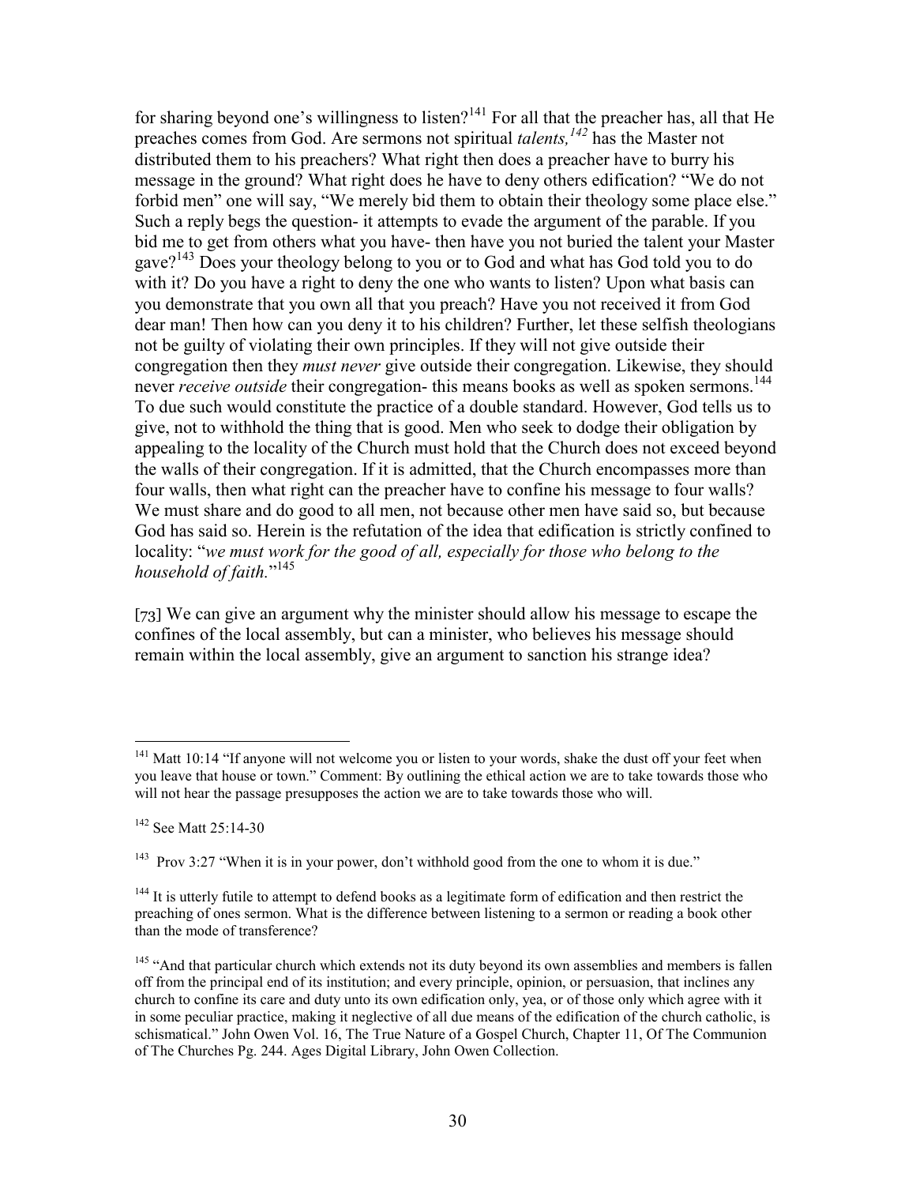for sharing beyond one's willingness to listen?[141] For all that the preacher has, all that He preaches comes from God. Are sermons not spiritual *talents,[142]* has the Master not distributed them to his preachers? What right then does a preacher have to burry his message in the ground? What right does he have to deny others edification? "We do not forbid men" one will say, "We merely bid them to obtain their theology some place else." Such a reply begs the question- it attempts to evade the argument of the parable. If you bid me to get from others what you have- then have you not buried the talent your Master gave?[143] Does your theology belong to you or to God and what has God told you to do with it? Do you have a right to deny the one who wants to listen? Upon what basis can you demonstrate that you own all that you preach? Have you not received it from God dear man! Then how can you deny it to his children? Further, let these selfish theologians not be guilty of violating their own principles. If they will not give outside their congregation then they *must never* give outside their congregation. Likewise, they should never *receive outside* their congregation- this means books as well as spoken sermons.[144] To due such would constitute the practice of a double standard. However, God tells us to give, not to withhold the thing that is good. Men who seek to dodge their obligation by appealing to the locality of the Church must hold that the Church does not exceed beyond the walls of their congregation. If it is admitted, that the Church encompasses more than four walls, then what right can the preacher have to confine his message to four walls? We must share and do good to all men, not because other men have said so, but because God has said so. Herein is the refutation of the idea that edification is strictly confined to locality: "*we must work for the good of all, especially for those who belong to the household of faith.*"[145]

[73] We can give an argument why the minister should allow his message to escape the confines of the local assembly, but can a minister, who believes his message should remain within the local assembly, give an argument to sanction his strange idea?

---

[141] Matt 10:14 "If anyone will not welcome you or listen to your words, shake the dust off your feet when you leave that house or town." Comment: By outlining the ethical action we are to take towards those who will not hear the passage presupposes the action we are to take towards those who will.

[142] See Matt 25:14-30

[143] Prov 3:27 "When it is in your power, don't withhold good from the one to whom it is due."

[144] It is utterly futile to attempt to defend books as a legitimate form of edification and then restrict the preaching of ones sermon. What is the difference between listening to a sermon or reading a book other than the mode of transference?

[145] "And that particular church which extends not its duty beyond its own assemblies and members is fallen off from the principal end of its institution; and every principle, opinion, or persuasion, that inclines any church to confine its care and duty unto its own edification only, yea, or of those only which agree with it in some peculiar practice, making it neglective of all due means of the edification of the church catholic, is schismatical." John Owen Vol. 16, The True Nature of a Gospel Church, Chapter 11, Of The Communion of The Churches Pg. 244. Ages Digital Library, John Owen Collection.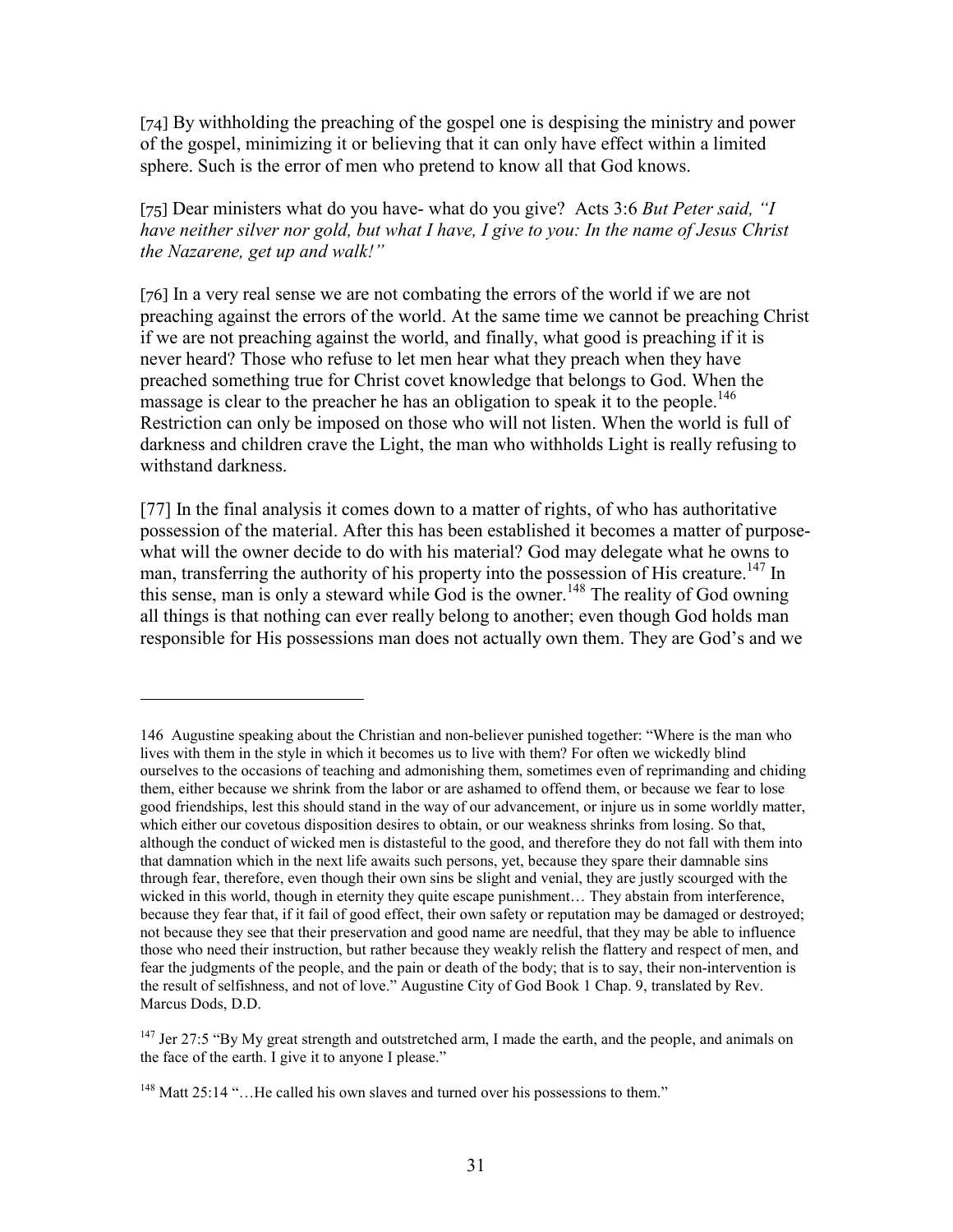[74] By withholding the preaching of the gospel one is despising the ministry and power of the gospel, minimizing it or believing that it can only have effect within a limited sphere. Such is the error of men who pretend to know all that God knows.

[75] Dear ministers what do you have- what do you give? Acts 3:6 *But Peter said, "I have neither silver nor gold, but what I have, I give to you: In the name of Jesus Christ the Nazarene, get up and walk!"*

[76] In a very real sense we are not combating the errors of the world if we are not preaching against the errors of the world. At the same time we cannot be preaching Christ if we are not preaching against the world, and finally, what good is preaching if it is never heard? Those who refuse to let men hear what they preach when they have preached something true for Christ covet knowledge that belongs to God. When the massage is clear to the preacher he has an obligation to speak it to the people.[146] Restriction can only be imposed on those who will not listen. When the world is full of darkness and children crave the Light, the man who withholds Light is really refusing to withstand darkness.

[77] In the final analysis it comes down to a matter of rights, of who has authoritative possession of the material. After this has been established it becomes a matter of purpose- what will the owner decide to do with his material? God may delegate what he owns to man, transferring the authority of his property into the possession of His creature.[147] In this sense, man is only a steward while God is the owner.[148] The reality of God owning all things is that nothing can ever really belong to another; even though God holds man responsible for His possessions man does not actually own them. They are God's and we

---

146 Augustine speaking about the Christian and non-believer punished together: "Where is the man who lives with them in the style in which it becomes us to live with them? For often we wickedly blind ourselves to the occasions of teaching and admonishing them, sometimes even of reprimanding and chiding them, either because we shrink from the labor or are ashamed to offend them, or because we fear to lose good friendships, lest this should stand in the way of our advancement, or injure us in some worldly matter, which either our covetous disposition desires to obtain, or our weakness shrinks from losing. So that, although the conduct of wicked men is distasteful to the good, and therefore they do not fall with them into that damnation which in the next life awaits such persons, yet, because they spare their damnable sins through fear, therefore, even though their own sins be slight and venial, they are justly scourged with the wicked in this world, though in eternity they quite escape punishment… They abstain from interference, because they fear that, if it fail of good effect, their own safety or reputation may be damaged or destroyed; not because they see that their preservation and good name are needful, that they may be able to influence those who need their instruction, but rather because they weakly relish the flattery and respect of men, and fear the judgments of the people, and the pain or death of the body; that is to say, their non-intervention is the result of selfishness, and not of love." Augustine City of God Book 1 Chap. 9, translated by Rev. Marcus Dods, D.D.

147 Jer 27:5 "By My great strength and outstretched arm, I made the earth, and the people, and animals on the face of the earth. I give it to anyone I please."

148 Matt 25:14 "…He called his own slaves and turned over his possessions to them."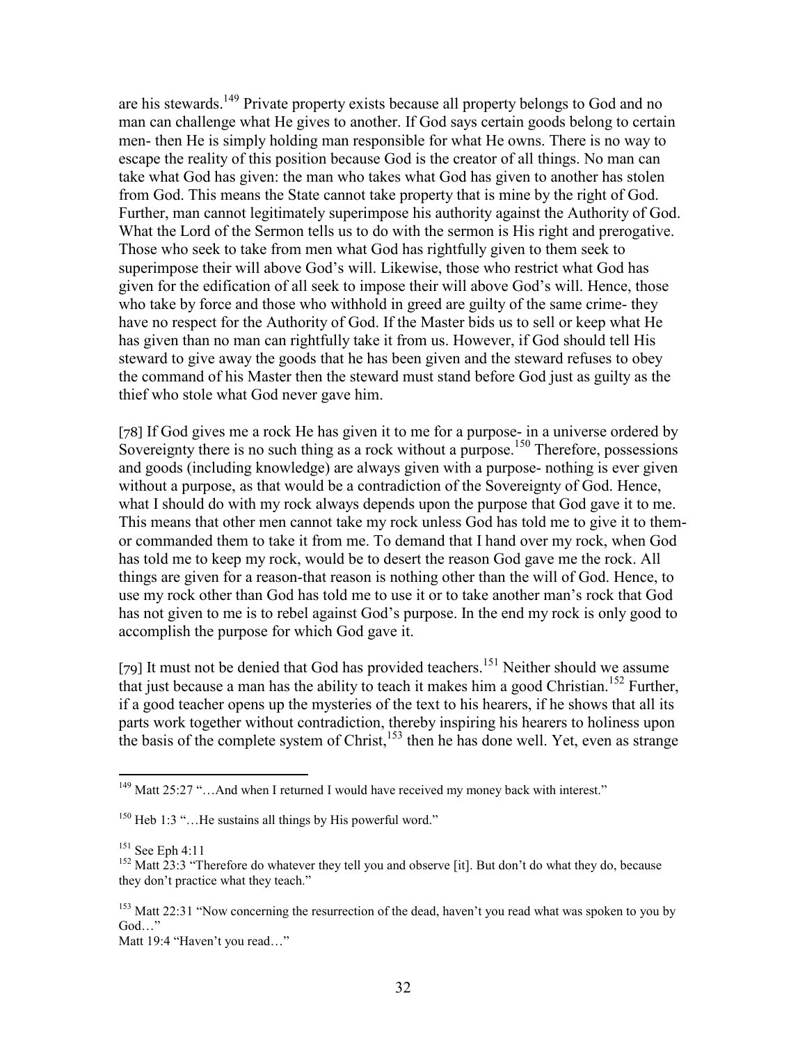are his stewards.[149] Private property exists because all property belongs to God and no man can challenge what He gives to another. If God says certain goods belong to certain men- then He is simply holding man responsible for what He owns. There is no way to escape the reality of this position because God is the creator of all things. No man can take what God has given: the man who takes what God has given to another has stolen from God. This means the State cannot take property that is mine by the right of God. Further, man cannot legitimately superimpose his authority against the Authority of God. What the Lord of the Sermon tells us to do with the sermon is His right and prerogative. Those who seek to take from men what God has rightfully given to them seek to superimpose their will above God's will. Likewise, those who restrict what God has given for the edification of all seek to impose their will above God's will. Hence, those who take by force and those who withhold in greed are guilty of the same crime- they have no respect for the Authority of God. If the Master bids us to sell or keep what He has given than no man can rightfully take it from us. However, if God should tell His steward to give away the goods that he has been given and the steward refuses to obey the command of his Master then the steward must stand before God just as guilty as the thief who stole what God never gave him.

[78] If God gives me a rock He has given it to me for a purpose- in a universe ordered by Sovereignty there is no such thing as a rock without a purpose.[150] Therefore, possessions and goods (including knowledge) are always given with a purpose- nothing is ever given without a purpose, as that would be a contradiction of the Sovereignty of God. Hence, what I should do with my rock always depends upon the purpose that God gave it to me. This means that other men cannot take my rock unless God has told me to give it to them- or commanded them to take it from me. To demand that I hand over my rock, when God has told me to keep my rock, would be to desert the reason God gave me the rock. All things are given for a reason-that reason is nothing other than the will of God. Hence, to use my rock other than God has told me to use it or to take another man's rock that God has not given to me is to rebel against God's purpose. In the end my rock is only good to accomplish the purpose for which God gave it.

[79] It must not be denied that God has provided teachers.[151] Neither should we assume that just because a man has the ability to teach it makes him a good Christian.[152] Further, if a good teacher opens up the mysteries of the text to his hearers, if he shows that all its parts work together without contradiction, thereby inspiring his hearers to holiness upon the basis of the complete system of Christ,[153] then he has done well. Yet, even as strange

---

[149] Matt 25:27 "…And when I returned I would have received my money back with interest."

[150] Heb 1:3 "…He sustains all things by His powerful word."

[151] See Eph 4:11

[152] Matt 23:3 "Therefore do whatever they tell you and observe [it]. But don't do what they do, because they don't practice what they teach."

[153] Matt 22:31 "Now concerning the resurrection of the dead, haven't you read what was spoken to you by God…"
Matt 19:4 "Haven't you read…"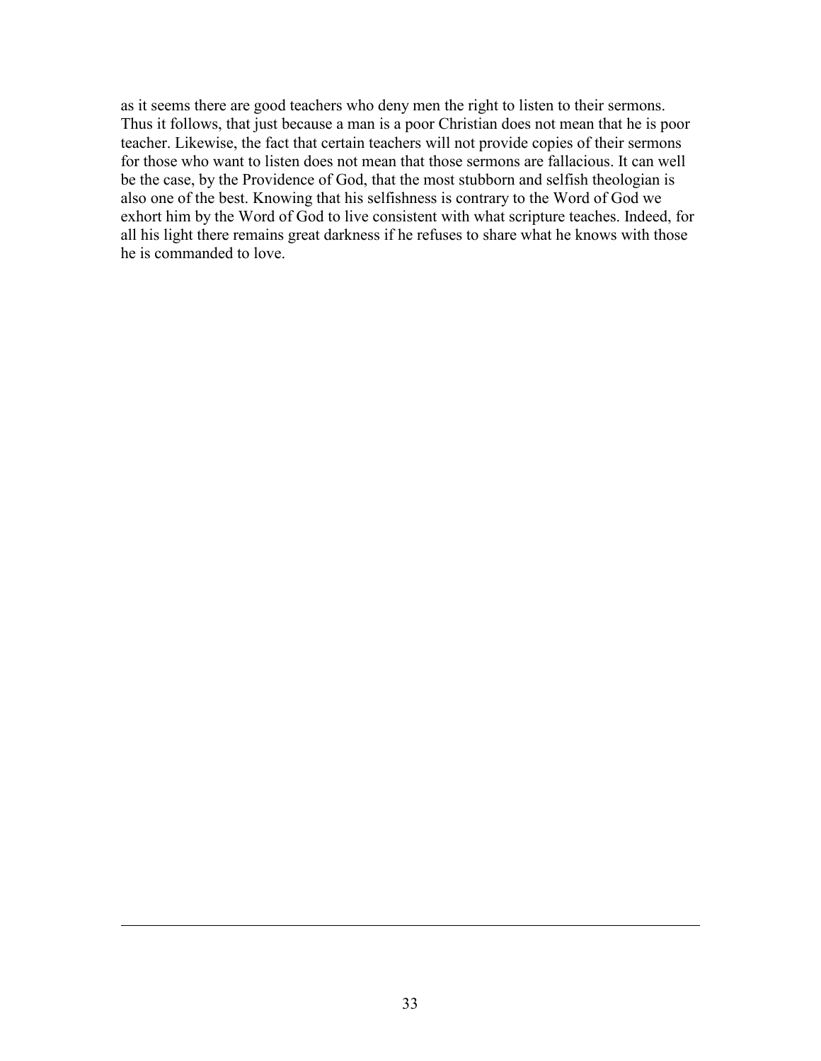as it seems there are good teachers who deny men the right to listen to their sermons. Thus it follows, that just because a man is a poor Christian does not mean that he is poor teacher. Likewise, the fact that certain teachers will not provide copies of their sermons for those who want to listen does not mean that those sermons are fallacious. It can well be the case, by the Providence of God, that the most stubborn and selfish theologian is also one of the best. Knowing that his selfishness is contrary to the Word of God we exhort him by the Word of God to live consistent with what scripture teaches. Indeed, for all his light there remains great darkness if he refuses to share what he knows with those he is commanded to love.